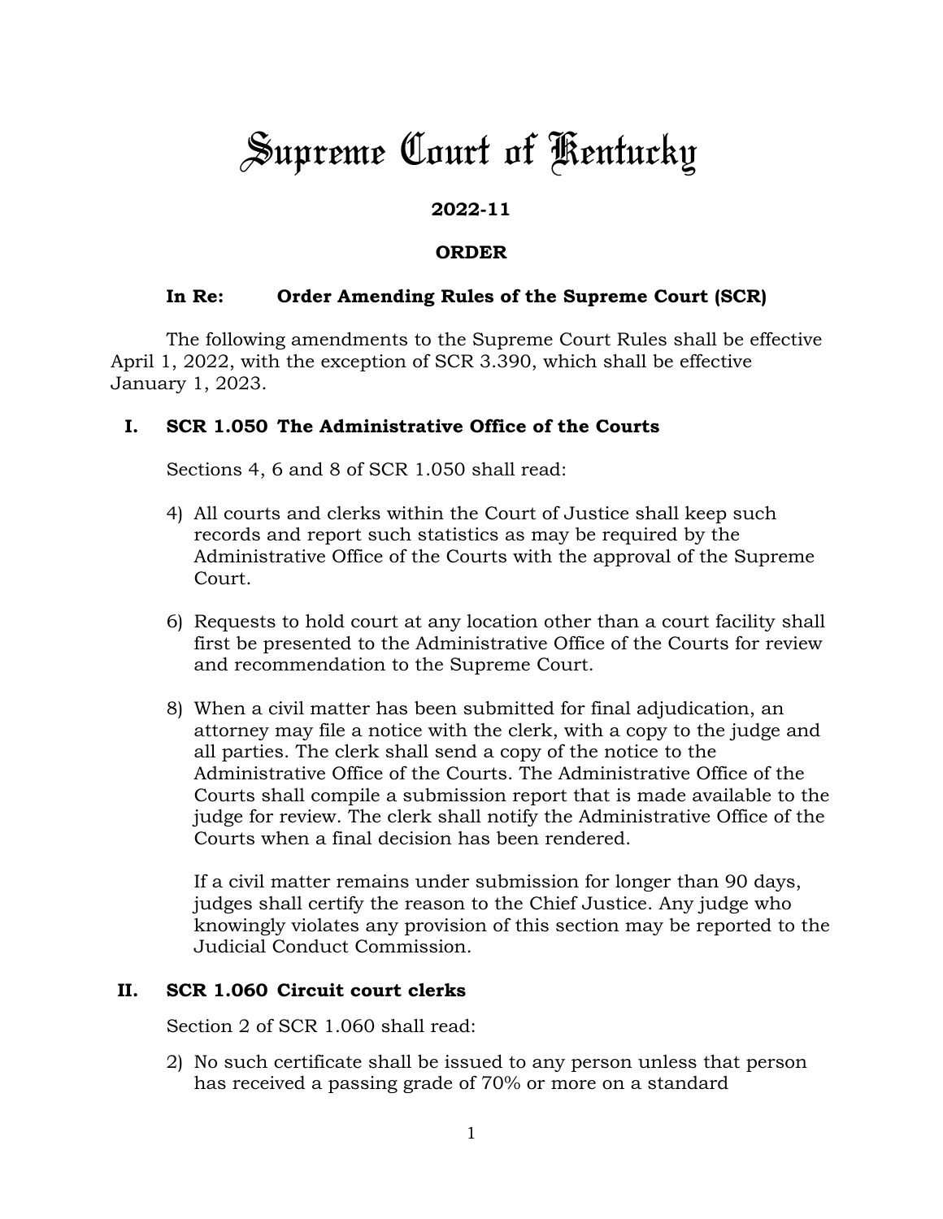# Supreme Court of Kentucky

**2022-11**

**ORDER**

**In Re: Order Amending Rules of the Supreme Court (SCR)**

The following amendments to the Supreme Court Rules shall be effective April 1, 2022, with the exception of SCR 3.390, which shall be effective January 1, 2023.

## I. SCR 1.050 The Administrative Office of the Courts

Sections 4, 6 and 8 of SCR 1.050 shall read:

4) All courts and clerks within the Court of Justice shall keep such records and report such statistics as may be required by the Administrative Office of the Courts with the approval of the Supreme Court.

6) Requests to hold court at any location other than a court facility shall first be presented to the Administrative Office of the Courts for review and recommendation to the Supreme Court.

8) When a civil matter has been submitted for final adjudication, an attorney may file a notice with the clerk, with a copy to the judge and all parties. The clerk shall send a copy of the notice to the Administrative Office of the Courts. The Administrative Office of the Courts shall compile a submission report that is made available to the judge for review. The clerk shall notify the Administrative Office of the Courts when a final decision has been rendered.

   If a civil matter remains under submission for longer than 90 days, judges shall certify the reason to the Chief Justice. Any judge who knowingly violates any provision of this section may be reported to the Judicial Conduct Commission.

## II. SCR 1.060 Circuit court clerks

Section 2 of SCR 1.060 shall read:

2) No such certificate shall be issued to any person unless that person has received a passing grade of 70% or more on a standard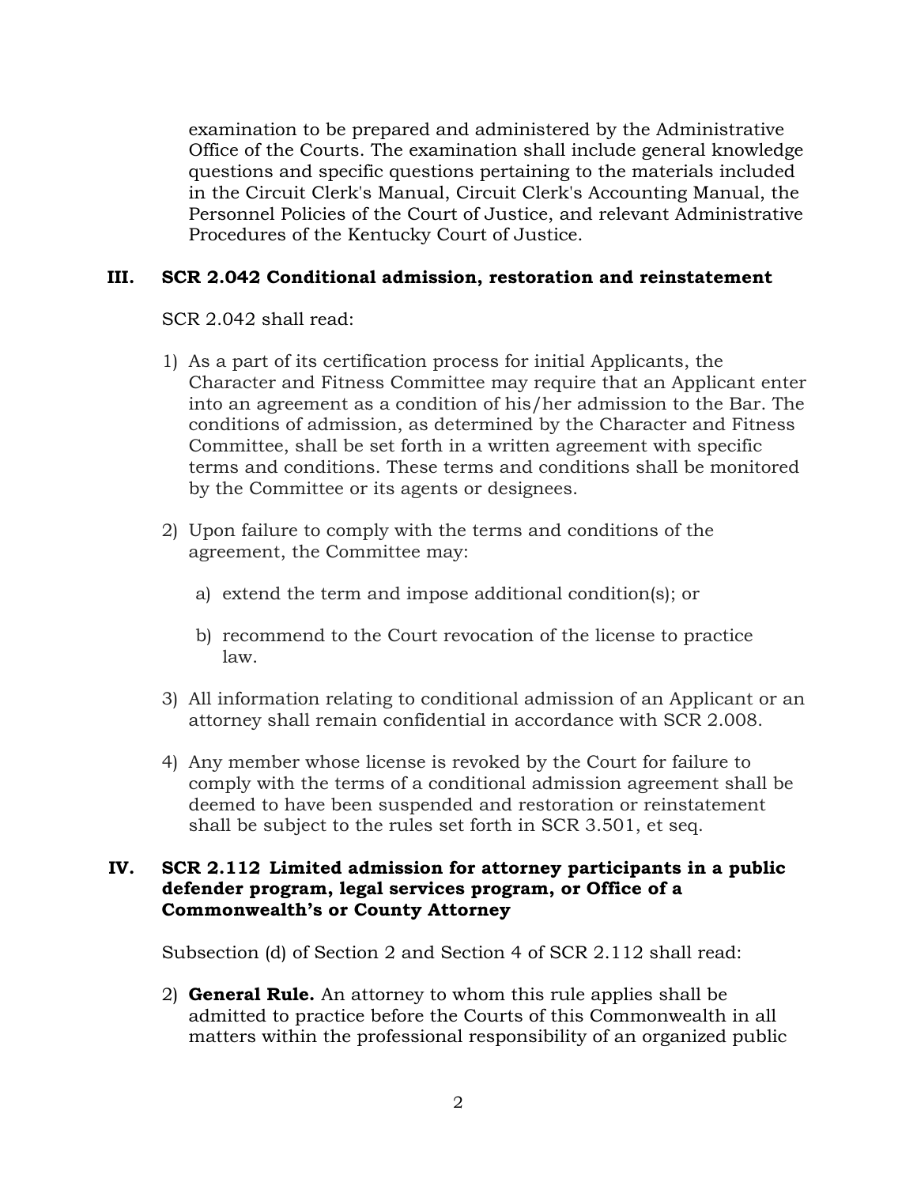examination to be prepared and administered by the Administrative Office of the Courts. The examination shall include general knowledge questions and specific questions pertaining to the materials included in the Circuit Clerk's Manual, Circuit Clerk's Accounting Manual, the Personnel Policies of the Court of Justice, and relevant Administrative Procedures of the Kentucky Court of Justice.

## III. SCR 2.042 Conditional admission, restoration and reinstatement

SCR 2.042 shall read:

1) As a part of its certification process for initial Applicants, the Character and Fitness Committee may require that an Applicant enter into an agreement as a condition of his/her admission to the Bar. The conditions of admission, as determined by the Character and Fitness Committee, shall be set forth in a written agreement with specific terms and conditions. These terms and conditions shall be monitored by the Committee or its agents or designees.

2) Upon failure to comply with the terms and conditions of the agreement, the Committee may:

   a) extend the term and impose additional condition(s); or

   b) recommend to the Court revocation of the license to practice law.

3) All information relating to conditional admission of an Applicant or an attorney shall remain confidential in accordance with SCR 2.008.

4) Any member whose license is revoked by the Court for failure to comply with the terms of a conditional admission agreement shall be deemed to have been suspended and restoration or reinstatement shall be subject to the rules set forth in SCR 3.501, et seq.

## IV. SCR 2.112 Limited admission for attorney participants in a public defender program, legal services program, or Office of a Commonwealth's or County Attorney

Subsection (d) of Section 2 and Section 4 of SCR 2.112 shall read:

2) **General Rule.** An attorney to whom this rule applies shall be admitted to practice before the Courts of this Commonwealth in all matters within the professional responsibility of an organized public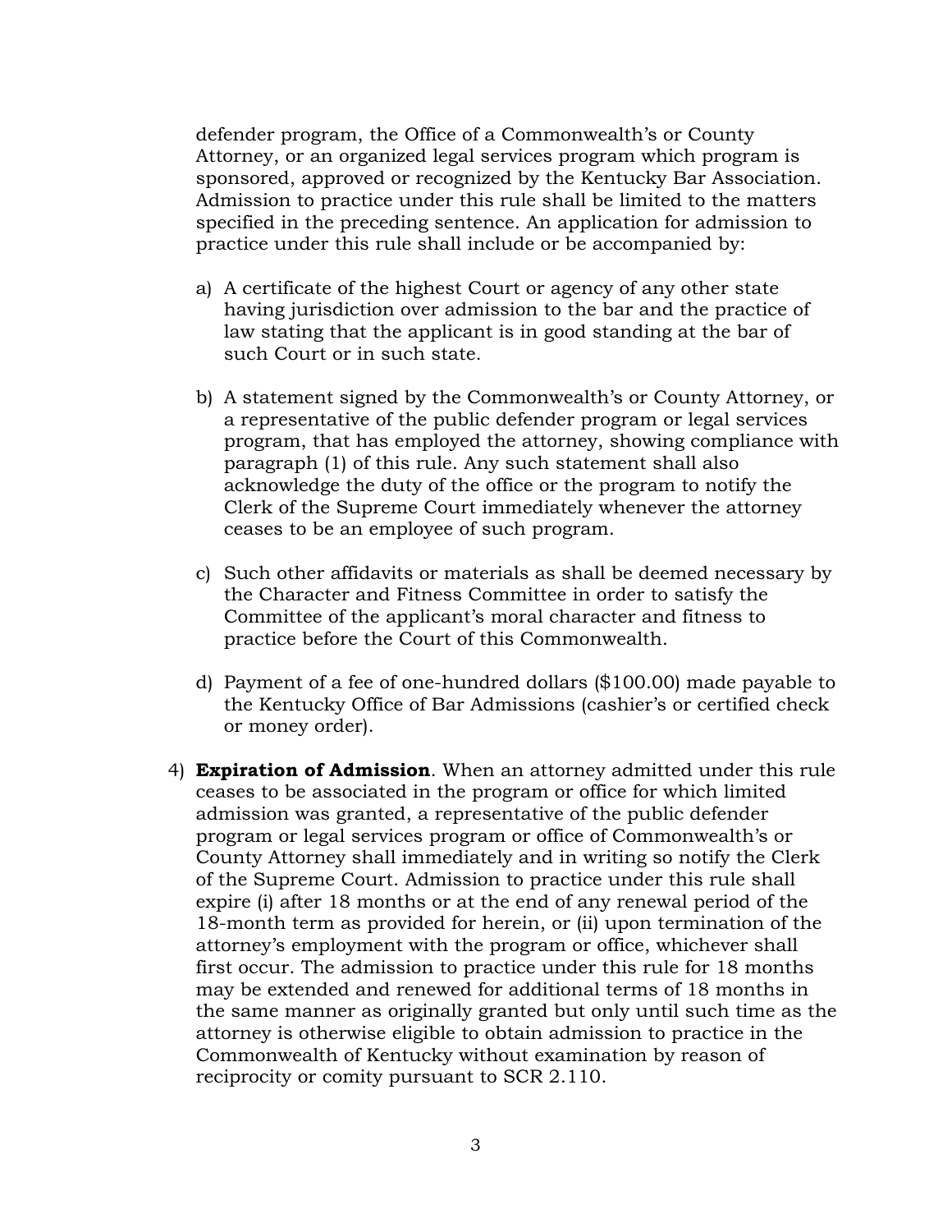defender program, the Office of a Commonwealth's or County Attorney, or an organized legal services program which program is sponsored, approved or recognized by the Kentucky Bar Association. Admission to practice under this rule shall be limited to the matters specified in the preceding sentence. An application for admission to practice under this rule shall include or be accompanied by:

a) A certificate of the highest Court or agency of any other state having jurisdiction over admission to the bar and the practice of law stating that the applicant is in good standing at the bar of such Court or in such state.

b) A statement signed by the Commonwealth's or County Attorney, or a representative of the public defender program or legal services program, that has employed the attorney, showing compliance with paragraph (1) of this rule. Any such statement shall also acknowledge the duty of the office or the program to notify the Clerk of the Supreme Court immediately whenever the attorney ceases to be an employee of such program.

c) Such other affidavits or materials as shall be deemed necessary by the Character and Fitness Committee in order to satisfy the Committee of the applicant's moral character and fitness to practice before the Court of this Commonwealth.

d) Payment of a fee of one-hundred dollars ($100.00) made payable to the Kentucky Office of Bar Admissions (cashier's or certified check or money order).

4) **Expiration of Admission**. When an attorney admitted under this rule ceases to be associated in the program or office for which limited admission was granted, a representative of the public defender program or legal services program or office of Commonwealth's or County Attorney shall immediately and in writing so notify the Clerk of the Supreme Court. Admission to practice under this rule shall expire (i) after 18 months or at the end of any renewal period of the 18-month term as provided for herein, or (ii) upon termination of the attorney's employment with the program or office, whichever shall first occur. The admission to practice under this rule for 18 months may be extended and renewed for additional terms of 18 months in the same manner as originally granted but only until such time as the attorney is otherwise eligible to obtain admission to practice in the Commonwealth of Kentucky without examination by reason of reciprocity or comity pursuant to SCR 2.110.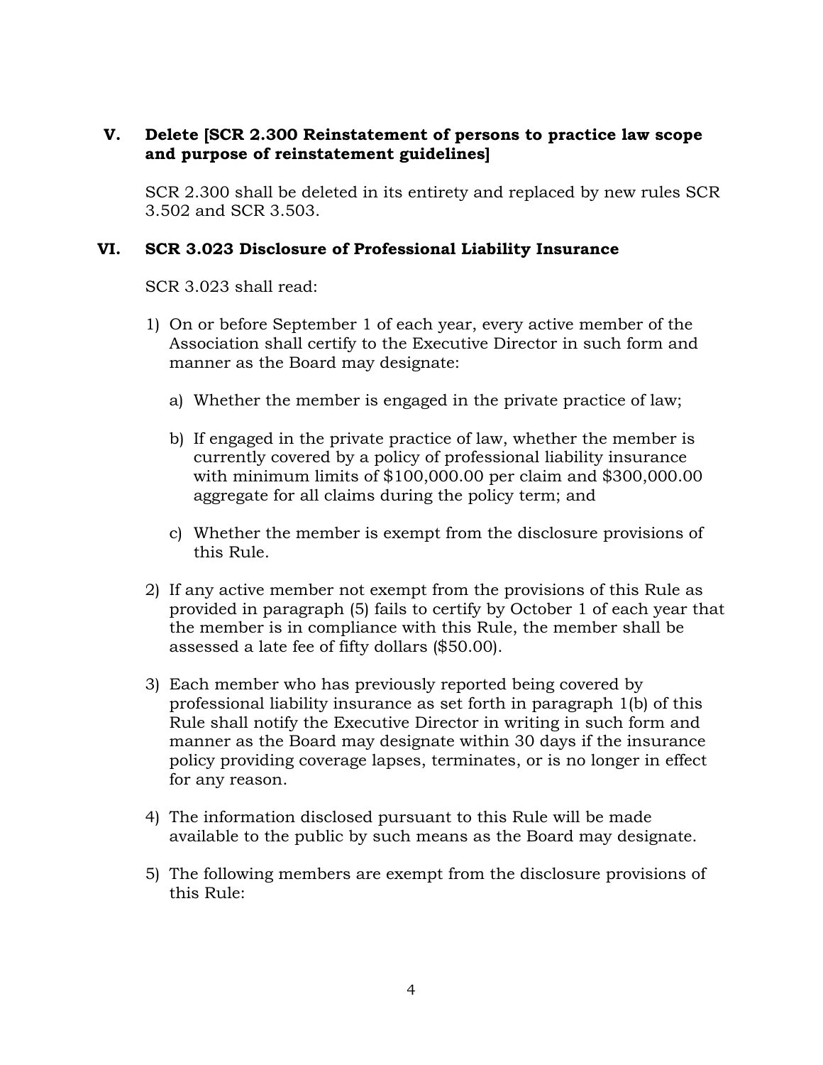## V. Delete [SCR 2.300 Reinstatement of persons to practice law scope and purpose of reinstatement guidelines]

SCR 2.300 shall be deleted in its entirety and replaced by new rules SCR 3.502 and SCR 3.503.

## VI. SCR 3.023 Disclosure of Professional Liability Insurance

SCR 3.023 shall read:

1) On or before September 1 of each year, every active member of the Association shall certify to the Executive Director in such form and manner as the Board may designate:

   a) Whether the member is engaged in the private practice of law;

   b) If engaged in the private practice of law, whether the member is currently covered by a policy of professional liability insurance with minimum limits of $100,000.00 per claim and $300,000.00 aggregate for all claims during the policy term; and

   c) Whether the member is exempt from the disclosure provisions of this Rule.

2) If any active member not exempt from the provisions of this Rule as provided in paragraph (5) fails to certify by October 1 of each year that the member is in compliance with this Rule, the member shall be assessed a late fee of fifty dollars ($50.00).

3) Each member who has previously reported being covered by professional liability insurance as set forth in paragraph 1(b) of this Rule shall notify the Executive Director in writing in such form and manner as the Board may designate within 30 days if the insurance policy providing coverage lapses, terminates, or is no longer in effect for any reason.

4) The information disclosed pursuant to this Rule will be made available to the public by such means as the Board may designate.

5) The following members are exempt from the disclosure provisions of this Rule: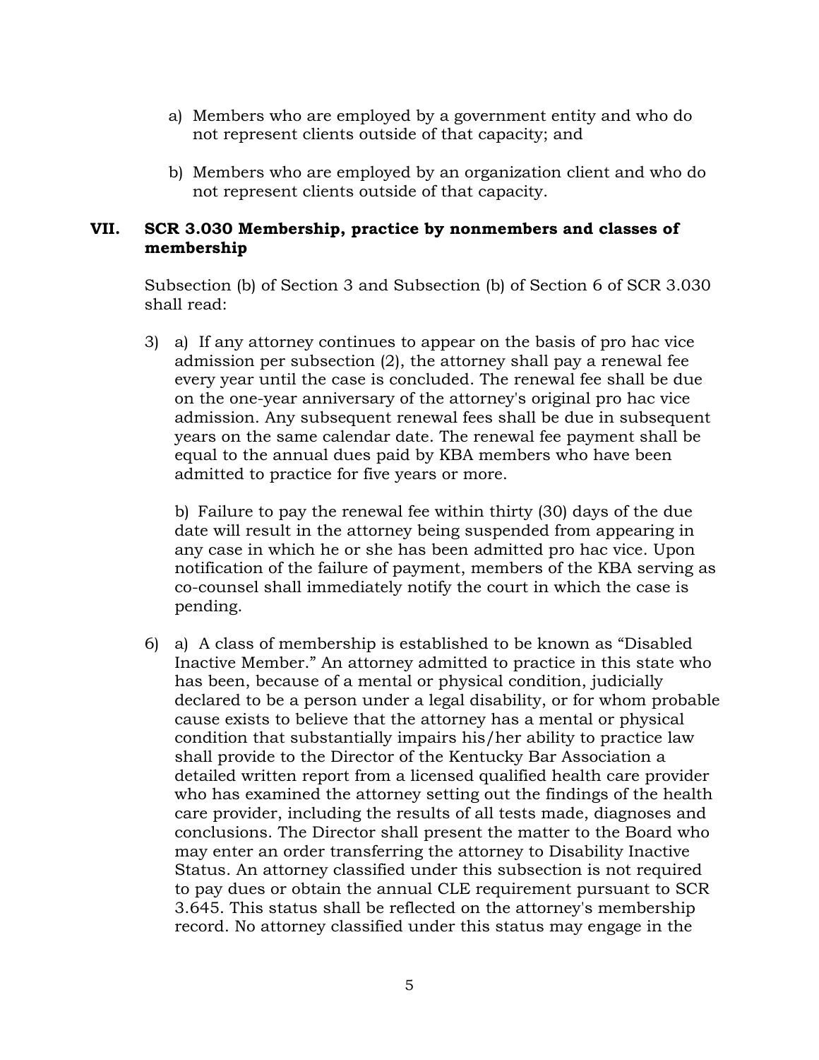a) Members who are employed by a government entity and who do not represent clients outside of that capacity; and

b) Members who are employed by an organization client and who do not represent clients outside of that capacity.

## VII. SCR 3.030 Membership, practice by nonmembers and classes of membership

Subsection (b) of Section 3 and Subsection (b) of Section 6 of SCR 3.030 shall read:

3) a) If any attorney continues to appear on the basis of pro hac vice admission per subsection (2), the attorney shall pay a renewal fee every year until the case is concluded. The renewal fee shall be due on the one-year anniversary of the attorney's original pro hac vice admission. Any subsequent renewal fees shall be due in subsequent years on the same calendar date. The renewal fee payment shall be equal to the annual dues paid by KBA members who have been admitted to practice for five years or more.

   b) Failure to pay the renewal fee within thirty (30) days of the due date will result in the attorney being suspended from appearing in any case in which he or she has been admitted pro hac vice. Upon notification of the failure of payment, members of the KBA serving as co-counsel shall immediately notify the court in which the case is pending.

6) a) A class of membership is established to be known as "Disabled Inactive Member." An attorney admitted to practice in this state who has been, because of a mental or physical condition, judicially declared to be a person under a legal disability, or for whom probable cause exists to believe that the attorney has a mental or physical condition that substantially impairs his/her ability to practice law shall provide to the Director of the Kentucky Bar Association a detailed written report from a licensed qualified health care provider who has examined the attorney setting out the findings of the health care provider, including the results of all tests made, diagnoses and conclusions. The Director shall present the matter to the Board who may enter an order transferring the attorney to Disability Inactive Status. An attorney classified under this subsection is not required to pay dues or obtain the annual CLE requirement pursuant to SCR 3.645. This status shall be reflected on the attorney's membership record. No attorney classified under this status may engage in the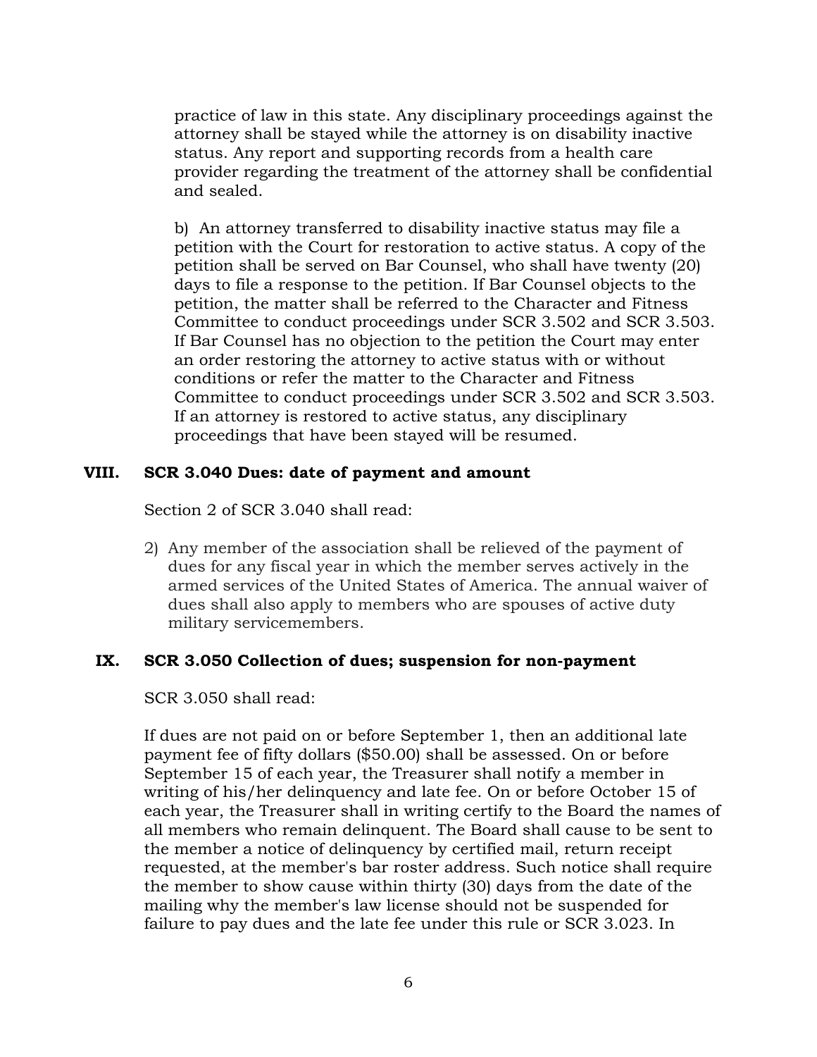practice of law in this state. Any disciplinary proceedings against the attorney shall be stayed while the attorney is on disability inactive status. Any report and supporting records from a health care provider regarding the treatment of the attorney shall be confidential and sealed.

b) An attorney transferred to disability inactive status may file a petition with the Court for restoration to active status. A copy of the petition shall be served on Bar Counsel, who shall have twenty (20) days to file a response to the petition. If Bar Counsel objects to the petition, the matter shall be referred to the Character and Fitness Committee to conduct proceedings under SCR 3.502 and SCR 3.503. If Bar Counsel has no objection to the petition the Court may enter an order restoring the attorney to active status with or without conditions or refer the matter to the Character and Fitness Committee to conduct proceedings under SCR 3.502 and SCR 3.503. If an attorney is restored to active status, any disciplinary proceedings that have been stayed will be resumed.

## VIII. SCR 3.040 Dues: date of payment and amount

Section 2 of SCR 3.040 shall read:

2) Any member of the association shall be relieved of the payment of dues for any fiscal year in which the member serves actively in the armed services of the United States of America. The annual waiver of dues shall also apply to members who are spouses of active duty military servicemembers.

## IX. SCR 3.050 Collection of dues; suspension for non-payment

SCR 3.050 shall read:

If dues are not paid on or before September 1, then an additional late payment fee of fifty dollars ($50.00) shall be assessed. On or before September 15 of each year, the Treasurer shall notify a member in writing of his/her delinquency and late fee. On or before October 15 of each year, the Treasurer shall in writing certify to the Board the names of all members who remain delinquent. The Board shall cause to be sent to the member a notice of delinquency by certified mail, return receipt requested, at the member's bar roster address. Such notice shall require the member to show cause within thirty (30) days from the date of the mailing why the member's law license should not be suspended for failure to pay dues and the late fee under this rule or SCR 3.023. In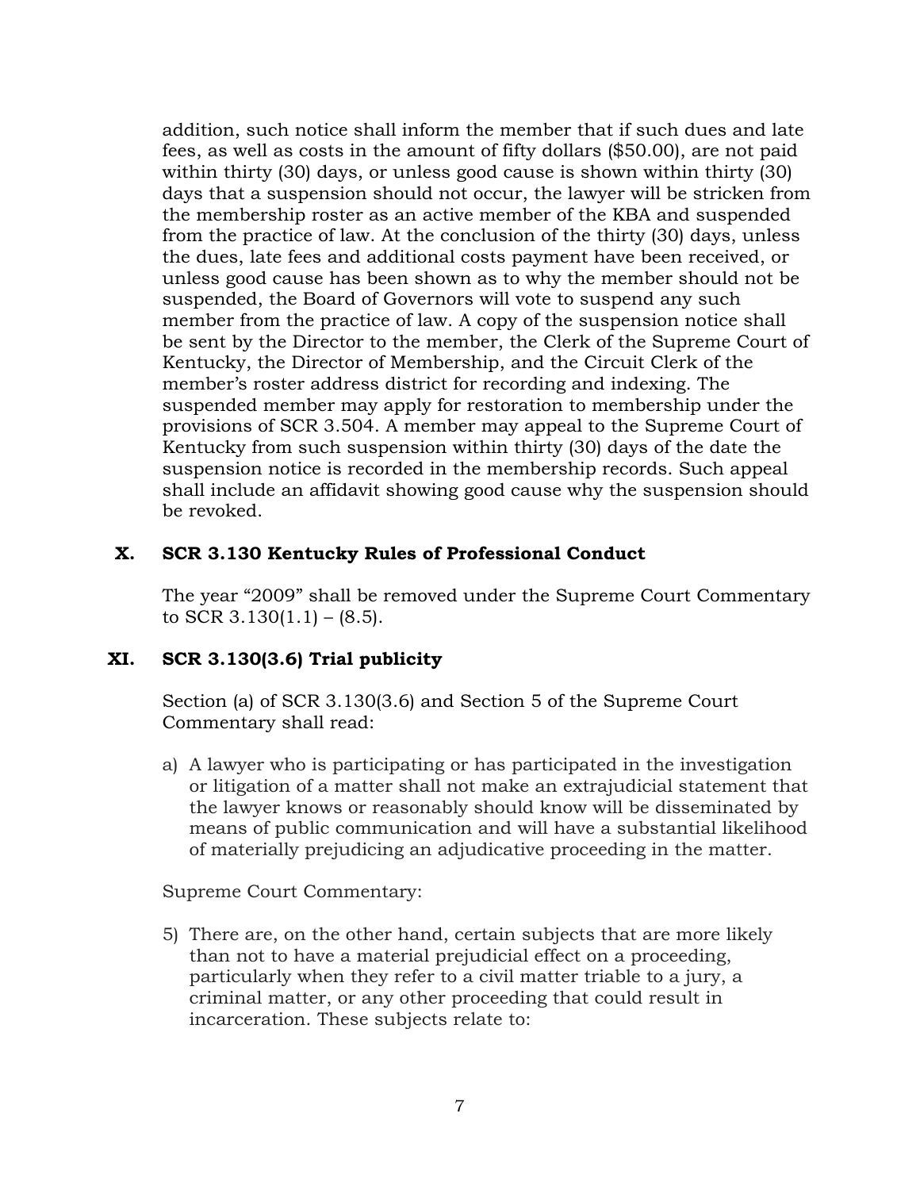addition, such notice shall inform the member that if such dues and late fees, as well as costs in the amount of fifty dollars ($50.00), are not paid within thirty (30) days, or unless good cause is shown within thirty (30) days that a suspension should not occur, the lawyer will be stricken from the membership roster as an active member of the KBA and suspended from the practice of law. At the conclusion of the thirty (30) days, unless the dues, late fees and additional costs payment have been received, or unless good cause has been shown as to why the member should not be suspended, the Board of Governors will vote to suspend any such member from the practice of law. A copy of the suspension notice shall be sent by the Director to the member, the Clerk of the Supreme Court of Kentucky, the Director of Membership, and the Circuit Clerk of the member's roster address district for recording and indexing. The suspended member may apply for restoration to membership under the provisions of SCR 3.504. A member may appeal to the Supreme Court of Kentucky from such suspension within thirty (30) days of the date the suspension notice is recorded in the membership records. Such appeal shall include an affidavit showing good cause why the suspension should be revoked.

## X. SCR 3.130 Kentucky Rules of Professional Conduct

The year "2009" shall be removed under the Supreme Court Commentary to SCR 3.130(1.1) – (8.5).

## XI. SCR 3.130(3.6) Trial publicity

Section (a) of SCR 3.130(3.6) and Section 5 of the Supreme Court Commentary shall read:

a) A lawyer who is participating or has participated in the investigation or litigation of a matter shall not make an extrajudicial statement that the lawyer knows or reasonably should know will be disseminated by means of public communication and will have a substantial likelihood of materially prejudicing an adjudicative proceeding in the matter.

Supreme Court Commentary:

5) There are, on the other hand, certain subjects that are more likely than not to have a material prejudicial effect on a proceeding, particularly when they refer to a civil matter triable to a jury, a criminal matter, or any other proceeding that could result in incarceration. These subjects relate to: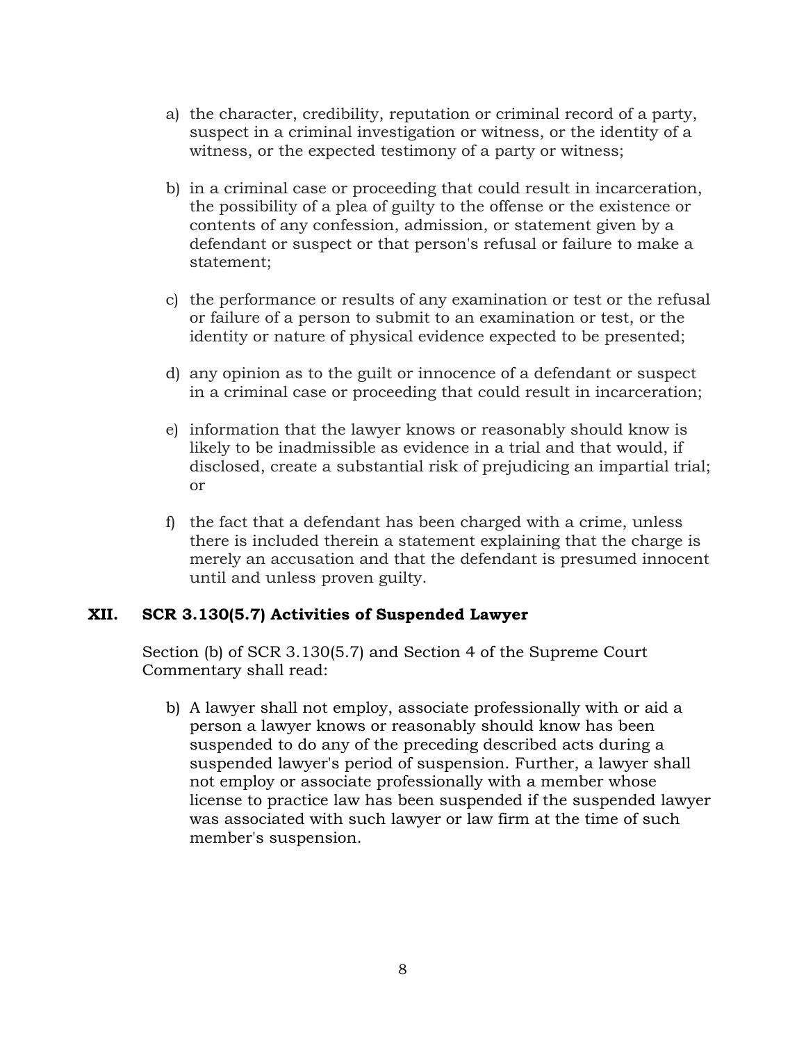a) the character, credibility, reputation or criminal record of a party, suspect in a criminal investigation or witness, or the identity of a witness, or the expected testimony of a party or witness;

b) in a criminal case or proceeding that could result in incarceration, the possibility of a plea of guilty to the offense or the existence or contents of any confession, admission, or statement given by a defendant or suspect or that person's refusal or failure to make a statement;

c) the performance or results of any examination or test or the refusal or failure of a person to submit to an examination or test, or the identity or nature of physical evidence expected to be presented;

d) any opinion as to the guilt or innocence of a defendant or suspect in a criminal case or proceeding that could result in incarceration;

e) information that the lawyer knows or reasonably should know is likely to be inadmissible as evidence in a trial and that would, if disclosed, create a substantial risk of prejudicing an impartial trial; or

f) the fact that a defendant has been charged with a crime, unless there is included therein a statement explaining that the charge is merely an accusation and that the defendant is presumed innocent until and unless proven guilty.

## XII. SCR 3.130(5.7) Activities of Suspended Lawyer

Section (b) of SCR 3.130(5.7) and Section 4 of the Supreme Court Commentary shall read:

b) A lawyer shall not employ, associate professionally with or aid a person a lawyer knows or reasonably should know has been suspended to do any of the preceding described acts during a suspended lawyer's period of suspension. Further, a lawyer shall not employ or associate professionally with a member whose license to practice law has been suspended if the suspended lawyer was associated with such lawyer or law firm at the time of such member's suspension.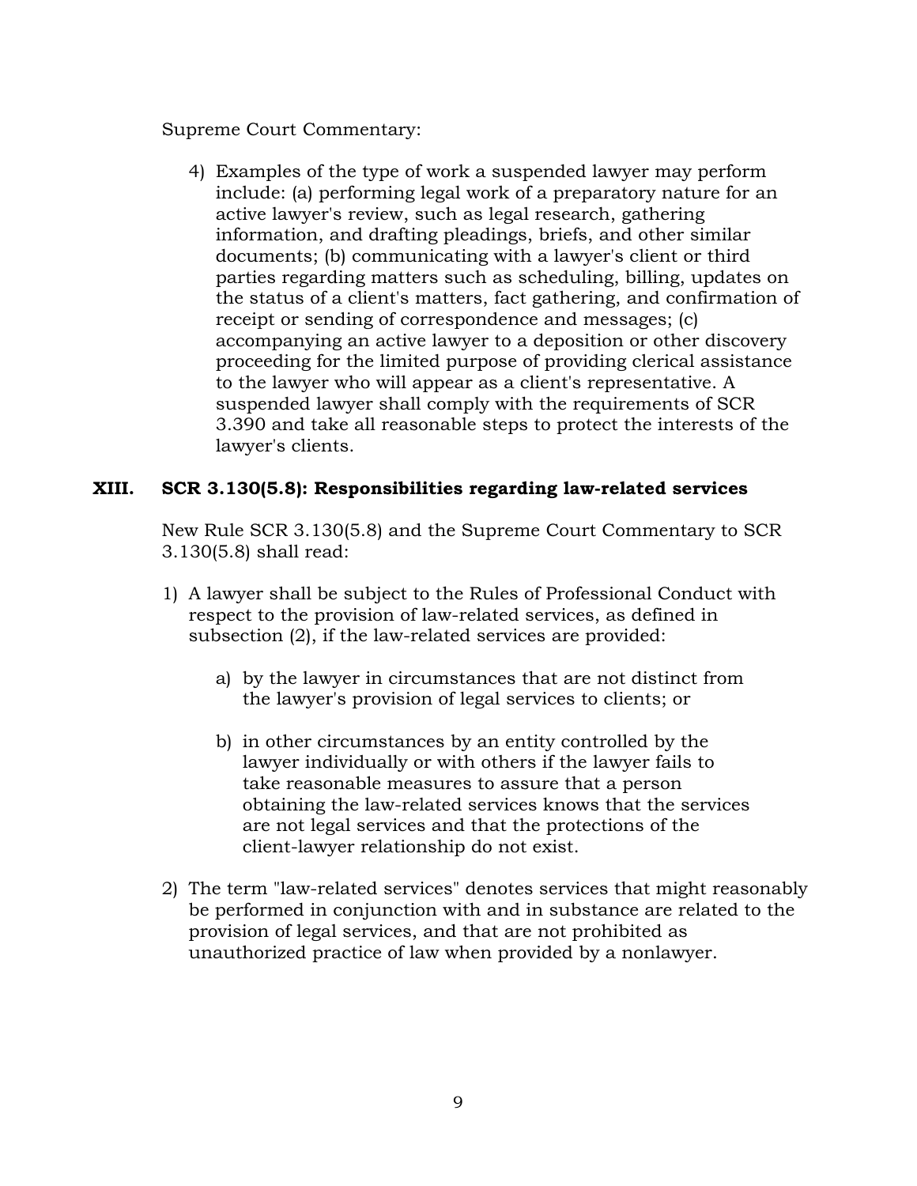Supreme Court Commentary:

4) Examples of the type of work a suspended lawyer may perform include: (a) performing legal work of a preparatory nature for an active lawyer's review, such as legal research, gathering information, and drafting pleadings, briefs, and other similar documents; (b) communicating with a lawyer's client or third parties regarding matters such as scheduling, billing, updates on the status of a client's matters, fact gathering, and confirmation of receipt or sending of correspondence and messages; (c) accompanying an active lawyer to a deposition or other discovery proceeding for the limited purpose of providing clerical assistance to the lawyer who will appear as a client's representative. A suspended lawyer shall comply with the requirements of SCR 3.390 and take all reasonable steps to protect the interests of the lawyer's clients.

## XIII. SCR 3.130(5.8): Responsibilities regarding law-related services

New Rule SCR 3.130(5.8) and the Supreme Court Commentary to SCR 3.130(5.8) shall read:

1) A lawyer shall be subject to the Rules of Professional Conduct with respect to the provision of law-related services, as defined in subsection (2), if the law-related services are provided:

    a) by the lawyer in circumstances that are not distinct from the lawyer's provision of legal services to clients; or

    b) in other circumstances by an entity controlled by the lawyer individually or with others if the lawyer fails to take reasonable measures to assure that a person obtaining the law-related services knows that the services are not legal services and that the protections of the client-lawyer relationship do not exist.

2) The term "law-related services" denotes services that might reasonably be performed in conjunction with and in substance are related to the provision of legal services, and that are not prohibited as unauthorized practice of law when provided by a nonlawyer.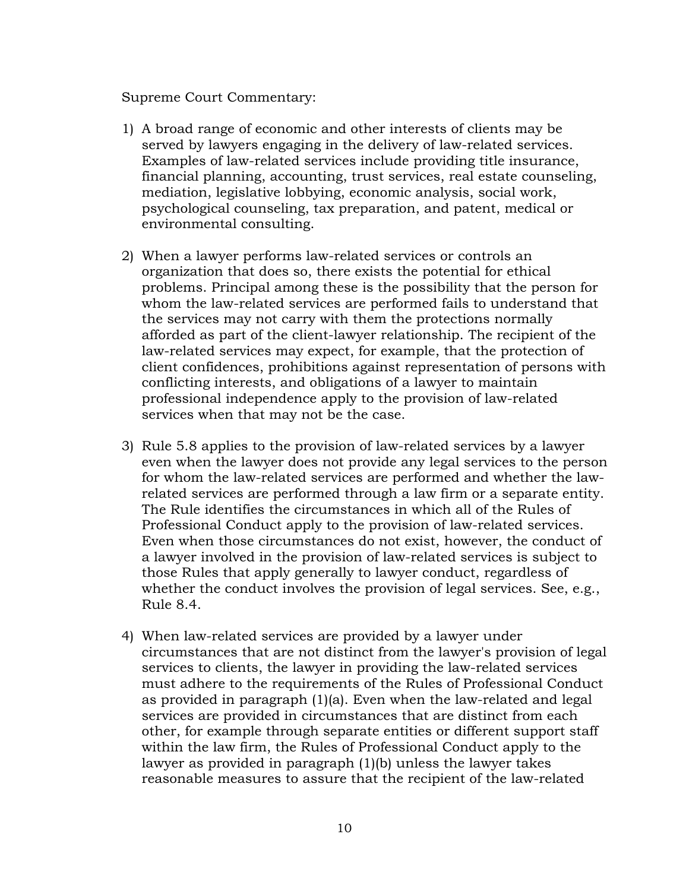Supreme Court Commentary:

1) A broad range of economic and other interests of clients may be served by lawyers engaging in the delivery of law-related services. Examples of law-related services include providing title insurance, financial planning, accounting, trust services, real estate counseling, mediation, legislative lobbying, economic analysis, social work, psychological counseling, tax preparation, and patent, medical or environmental consulting.

2) When a lawyer performs law-related services or controls an organization that does so, there exists the potential for ethical problems. Principal among these is the possibility that the person for whom the law-related services are performed fails to understand that the services may not carry with them the protections normally afforded as part of the client-lawyer relationship. The recipient of the law-related services may expect, for example, that the protection of client confidences, prohibitions against representation of persons with conflicting interests, and obligations of a lawyer to maintain professional independence apply to the provision of law-related services when that may not be the case.

3) Rule 5.8 applies to the provision of law-related services by a lawyer even when the lawyer does not provide any legal services to the person for whom the law-related services are performed and whether the law-related services are performed through a law firm or a separate entity. The Rule identifies the circumstances in which all of the Rules of Professional Conduct apply to the provision of law-related services. Even when those circumstances do not exist, however, the conduct of a lawyer involved in the provision of law-related services is subject to those Rules that apply generally to lawyer conduct, regardless of whether the conduct involves the provision of legal services. See, e.g., Rule 8.4.

4) When law-related services are provided by a lawyer under circumstances that are not distinct from the lawyer's provision of legal services to clients, the lawyer in providing the law-related services must adhere to the requirements of the Rules of Professional Conduct as provided in paragraph (1)(a). Even when the law-related and legal services are provided in circumstances that are distinct from each other, for example through separate entities or different support staff within the law firm, the Rules of Professional Conduct apply to the lawyer as provided in paragraph (1)(b) unless the lawyer takes reasonable measures to assure that the recipient of the law-related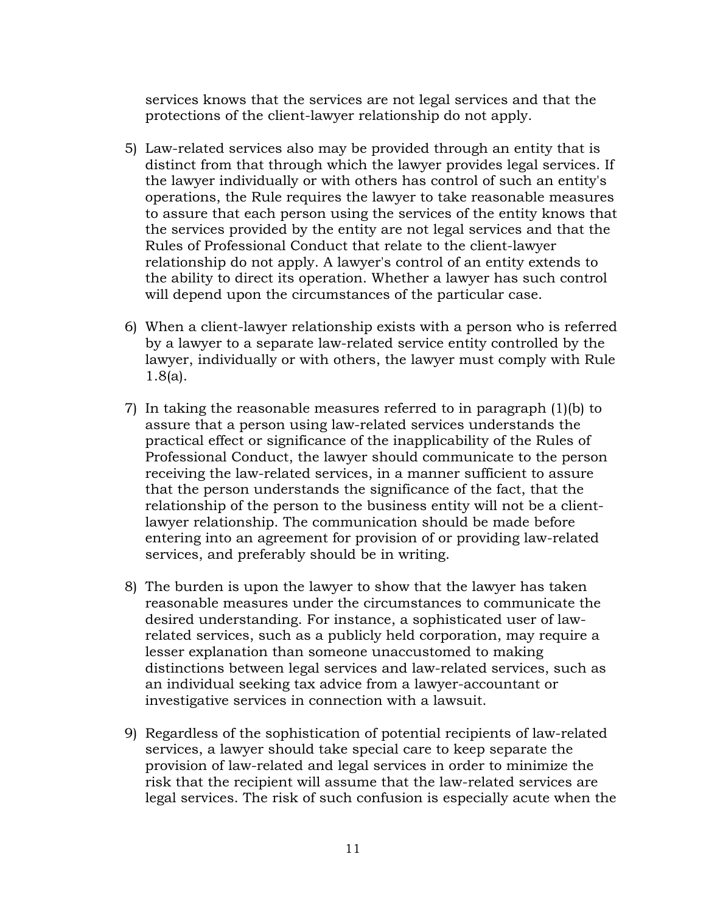services knows that the services are not legal services and that the protections of the client-lawyer relationship do not apply.

5) Law-related services also may be provided through an entity that is distinct from that through which the lawyer provides legal services. If the lawyer individually or with others has control of such an entity's operations, the Rule requires the lawyer to take reasonable measures to assure that each person using the services of the entity knows that the services provided by the entity are not legal services and that the Rules of Professional Conduct that relate to the client-lawyer relationship do not apply. A lawyer's control of an entity extends to the ability to direct its operation. Whether a lawyer has such control will depend upon the circumstances of the particular case.

6) When a client-lawyer relationship exists with a person who is referred by a lawyer to a separate law-related service entity controlled by the lawyer, individually or with others, the lawyer must comply with Rule 1.8(a).

7) In taking the reasonable measures referred to in paragraph (1)(b) to assure that a person using law-related services understands the practical effect or significance of the inapplicability of the Rules of Professional Conduct, the lawyer should communicate to the person receiving the law-related services, in a manner sufficient to assure that the person understands the significance of the fact, that the relationship of the person to the business entity will not be a client-lawyer relationship. The communication should be made before entering into an agreement for provision of or providing law-related services, and preferably should be in writing.

8) The burden is upon the lawyer to show that the lawyer has taken reasonable measures under the circumstances to communicate the desired understanding. For instance, a sophisticated user of law-related services, such as a publicly held corporation, may require a lesser explanation than someone unaccustomed to making distinctions between legal services and law-related services, such as an individual seeking tax advice from a lawyer-accountant or investigative services in connection with a lawsuit.

9) Regardless of the sophistication of potential recipients of law-related services, a lawyer should take special care to keep separate the provision of law-related and legal services in order to minimize the risk that the recipient will assume that the law-related services are legal services. The risk of such confusion is especially acute when the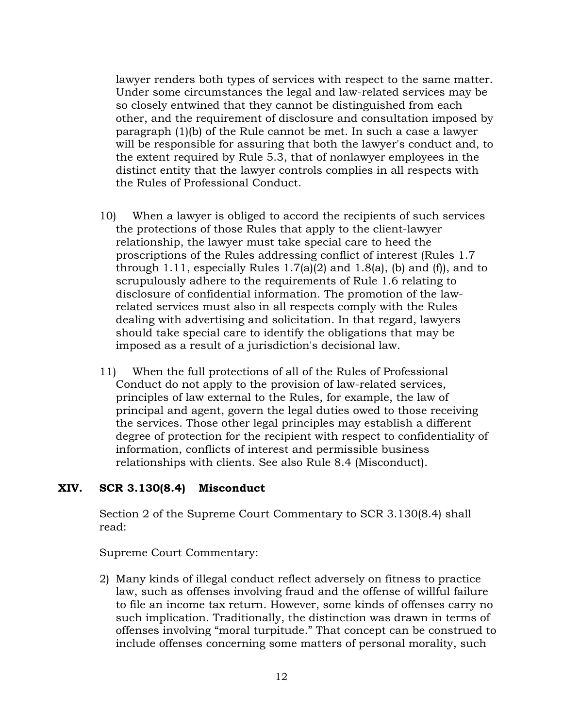lawyer renders both types of services with respect to the same matter. Under some circumstances the legal and law-related services may be so closely entwined that they cannot be distinguished from each other, and the requirement of disclosure and consultation imposed by paragraph (1)(b) of the Rule cannot be met. In such a case a lawyer will be responsible for assuring that both the lawyer's conduct and, to the extent required by Rule 5.3, that of nonlawyer employees in the distinct entity that the lawyer controls complies in all respects with the Rules of Professional Conduct.

10) When a lawyer is obliged to accord the recipients of such services the protections of those Rules that apply to the client-lawyer relationship, the lawyer must take special care to heed the proscriptions of the Rules addressing conflict of interest (Rules 1.7 through 1.11, especially Rules 1.7(a)(2) and 1.8(a), (b) and (f)), and to scrupulously adhere to the requirements of Rule 1.6 relating to disclosure of confidential information. The promotion of the law-related services must also in all respects comply with the Rules dealing with advertising and solicitation. In that regard, lawyers should take special care to identify the obligations that may be imposed as a result of a jurisdiction's decisional law.

11) When the full protections of all of the Rules of Professional Conduct do not apply to the provision of law-related services, principles of law external to the Rules, for example, the law of principal and agent, govern the legal duties owed to those receiving the services. Those other legal principles may establish a different degree of protection for the recipient with respect to confidentiality of information, conflicts of interest and permissible business relationships with clients. See also Rule 8.4 (Misconduct).

## XIV. SCR 3.130(8.4) Misconduct

Section 2 of the Supreme Court Commentary to SCR 3.130(8.4) shall read:

Supreme Court Commentary:

2) Many kinds of illegal conduct reflect adversely on fitness to practice law, such as offenses involving fraud and the offense of willful failure to file an income tax return. However, some kinds of offenses carry no such implication. Traditionally, the distinction was drawn in terms of offenses involving "moral turpitude." That concept can be construed to include offenses concerning some matters of personal morality, such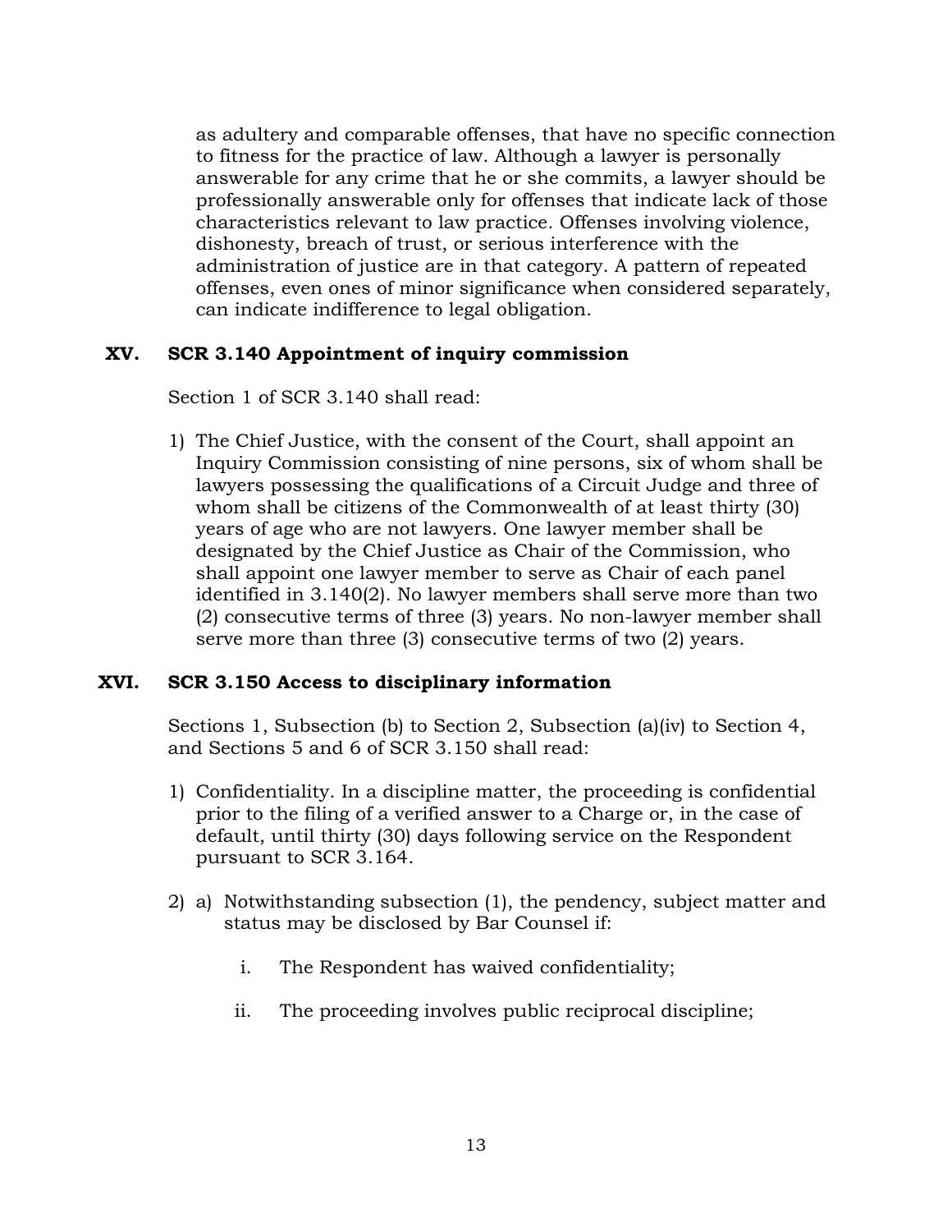as adultery and comparable offenses, that have no specific connection to fitness for the practice of law. Although a lawyer is personally answerable for any crime that he or she commits, a lawyer should be professionally answerable only for offenses that indicate lack of those characteristics relevant to law practice. Offenses involving violence, dishonesty, breach of trust, or serious interference with the administration of justice are in that category. A pattern of repeated offenses, even ones of minor significance when considered separately, can indicate indifference to legal obligation.

## XV. SCR 3.140 Appointment of inquiry commission

Section 1 of SCR 3.140 shall read:

1) The Chief Justice, with the consent of the Court, shall appoint an Inquiry Commission consisting of nine persons, six of whom shall be lawyers possessing the qualifications of a Circuit Judge and three of whom shall be citizens of the Commonwealth of at least thirty (30) years of age who are not lawyers. One lawyer member shall be designated by the Chief Justice as Chair of the Commission, who shall appoint one lawyer member to serve as Chair of each panel identified in 3.140(2). No lawyer members shall serve more than two (2) consecutive terms of three (3) years. No non-lawyer member shall serve more than three (3) consecutive terms of two (2) years.

## XVI. SCR 3.150 Access to disciplinary information

Sections 1, Subsection (b) to Section 2, Subsection (a)(iv) to Section 4, and Sections 5 and 6 of SCR 3.150 shall read:

1) Confidentiality. In a discipline matter, the proceeding is confidential prior to the filing of a verified answer to a Charge or, in the case of default, until thirty (30) days following service on the Respondent pursuant to SCR 3.164.

2) a) Notwithstanding subsection (1), the pendency, subject matter and status may be disclosed by Bar Counsel if:

   i. The Respondent has waived confidentiality;

   ii. The proceeding involves public reciprocal discipline;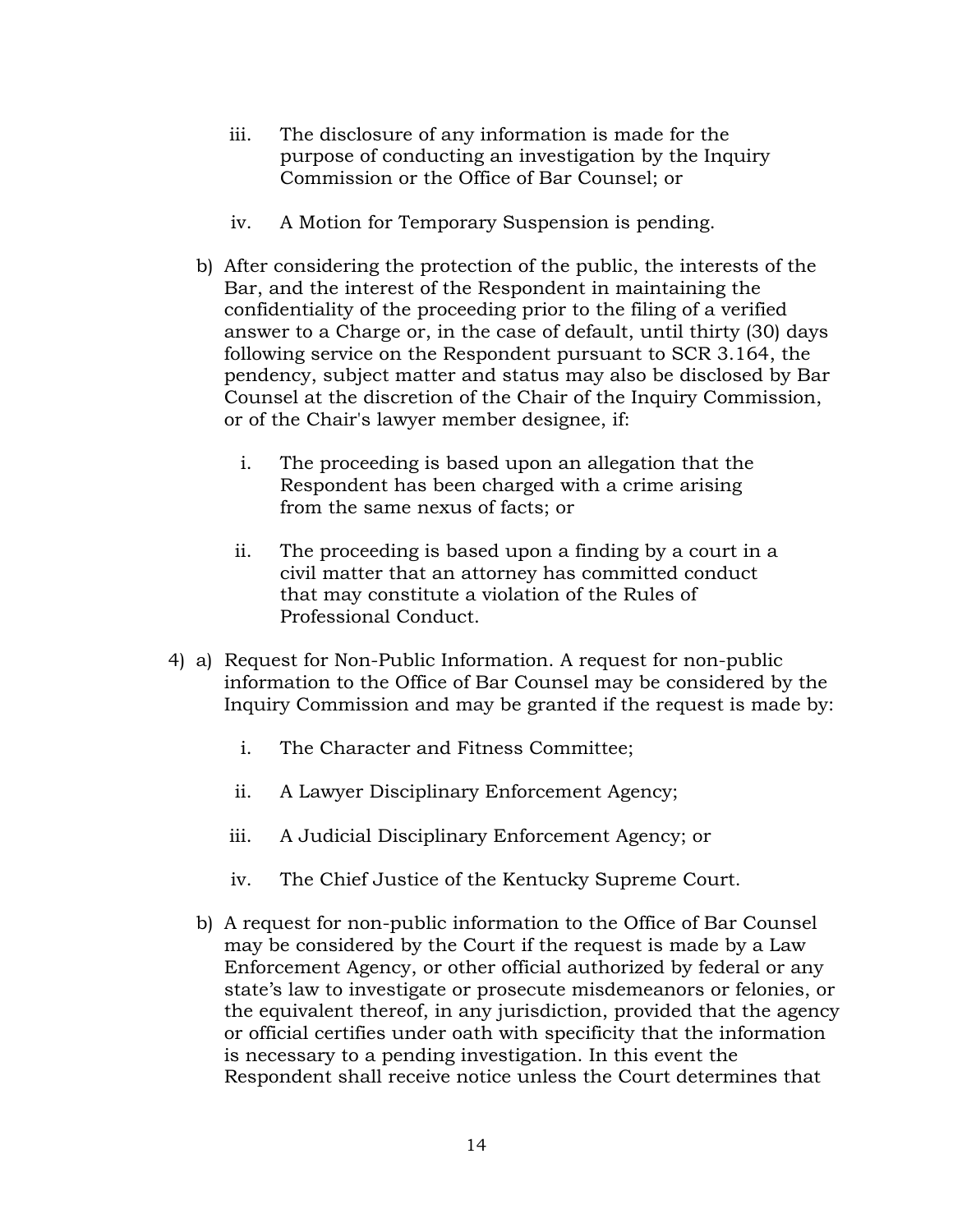iii. The disclosure of any information is made for the purpose of conducting an investigation by the Inquiry Commission or the Office of Bar Counsel; or

   iv. A Motion for Temporary Suspension is pending.

b) After considering the protection of the public, the interests of the Bar, and the interest of the Respondent in maintaining the confidentiality of the proceeding prior to the filing of a verified answer to a Charge or, in the case of default, until thirty (30) days following service on the Respondent pursuant to SCR 3.164, the pendency, subject matter and status may also be disclosed by Bar Counsel at the discretion of the Chair of the Inquiry Commission, or of the Chair's lawyer member designee, if:

   i. The proceeding is based upon an allegation that the Respondent has been charged with a crime arising from the same nexus of facts; or

   ii. The proceeding is based upon a finding by a court in a civil matter that an attorney has committed conduct that may constitute a violation of the Rules of Professional Conduct.

4) a) Request for Non-Public Information. A request for non-public information to the Office of Bar Counsel may be considered by the Inquiry Commission and may be granted if the request is made by:

   i. The Character and Fitness Committee;

   ii. A Lawyer Disciplinary Enforcement Agency;

   iii. A Judicial Disciplinary Enforcement Agency; or

   iv. The Chief Justice of the Kentucky Supreme Court.

b) A request for non-public information to the Office of Bar Counsel may be considered by the Court if the request is made by a Law Enforcement Agency, or other official authorized by federal or any state's law to investigate or prosecute misdemeanors or felonies, or the equivalent thereof, in any jurisdiction, provided that the agency or official certifies under oath with specificity that the information is necessary to a pending investigation. In this event the Respondent shall receive notice unless the Court determines that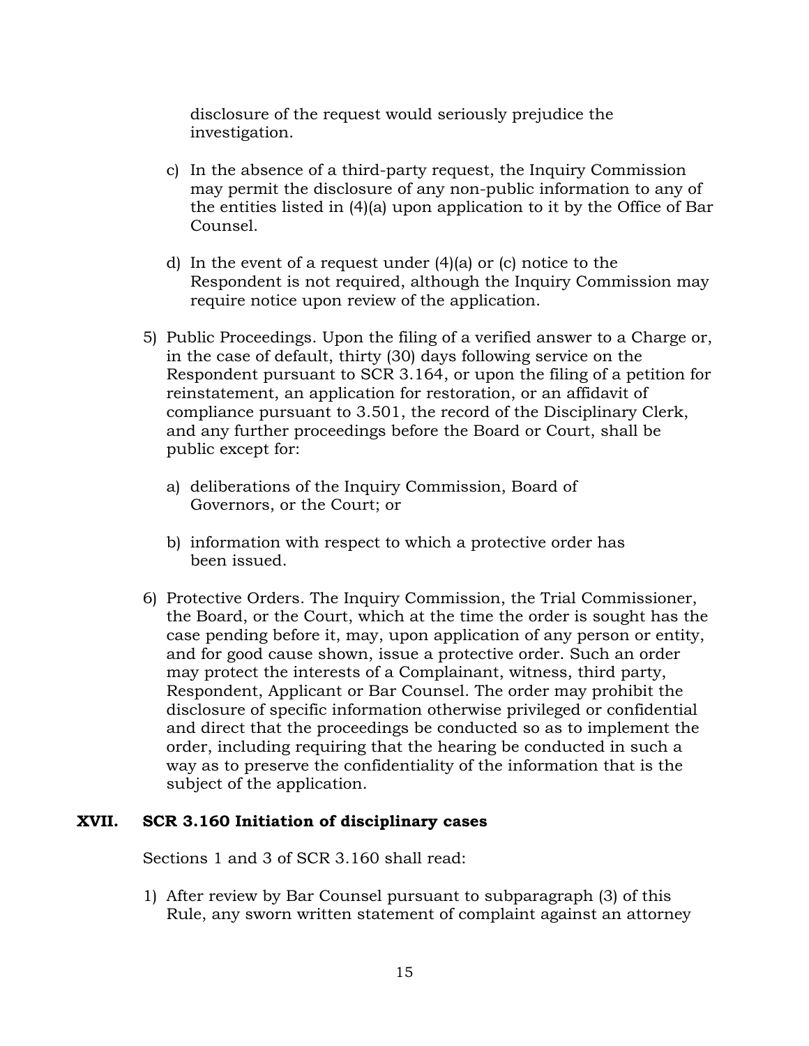disclosure of the request would seriously prejudice the investigation.

c) In the absence of a third-party request, the Inquiry Commission may permit the disclosure of any non-public information to any of the entities listed in (4)(a) upon application to it by the Office of Bar Counsel.

d) In the event of a request under (4)(a) or (c) notice to the Respondent is not required, although the Inquiry Commission may require notice upon review of the application.

5) Public Proceedings. Upon the filing of a verified answer to a Charge or, in the case of default, thirty (30) days following service on the Respondent pursuant to SCR 3.164, or upon the filing of a petition for reinstatement, an application for restoration, or an affidavit of compliance pursuant to 3.501, the record of the Disciplinary Clerk, and any further proceedings before the Board or Court, shall be public except for:

   a) deliberations of the Inquiry Commission, Board of Governors, or the Court; or

   b) information with respect to which a protective order has been issued.

6) Protective Orders. The Inquiry Commission, the Trial Commissioner, the Board, or the Court, which at the time the order is sought has the case pending before it, may, upon application of any person or entity, and for good cause shown, issue a protective order. Such an order may protect the interests of a Complainant, witness, third party, Respondent, Applicant or Bar Counsel. The order may prohibit the disclosure of specific information otherwise privileged or confidential and direct that the proceedings be conducted so as to implement the order, including requiring that the hearing be conducted in such a way as to preserve the confidentiality of the information that is the subject of the application.

## XVII. SCR 3.160 Initiation of disciplinary cases

Sections 1 and 3 of SCR 3.160 shall read:

1) After review by Bar Counsel pursuant to subparagraph (3) of this Rule, any sworn written statement of complaint against an attorney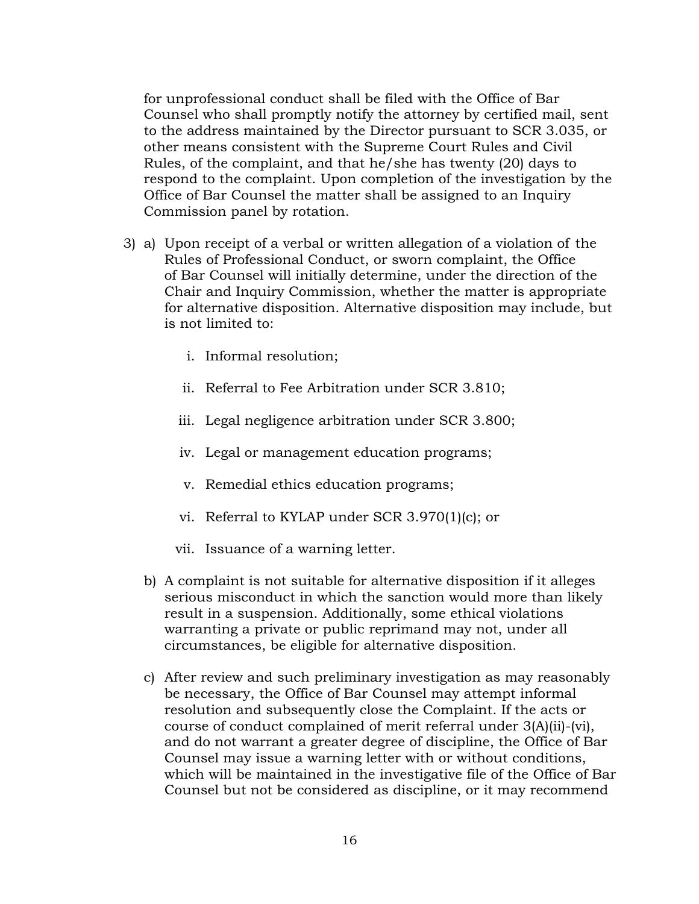for unprofessional conduct shall be filed with the Office of Bar Counsel who shall promptly notify the attorney by certified mail, sent to the address maintained by the Director pursuant to SCR 3.035, or other means consistent with the Supreme Court Rules and Civil Rules, of the complaint, and that he/she has twenty (20) days to respond to the complaint. Upon completion of the investigation by the Office of Bar Counsel the matter shall be assigned to an Inquiry Commission panel by rotation.

3) a) Upon receipt of a verbal or written allegation of a violation of the Rules of Professional Conduct, or sworn complaint, the Office of Bar Counsel will initially determine, under the direction of the Chair and Inquiry Commission, whether the matter is appropriate for alternative disposition. Alternative disposition may include, but is not limited to:

   i. Informal resolution;

   ii. Referral to Fee Arbitration under SCR 3.810;

   iii. Legal negligence arbitration under SCR 3.800;

   iv. Legal or management education programs;

   v. Remedial ethics education programs;

   vi. Referral to KYLAP under SCR 3.970(1)(c); or

   vii. Issuance of a warning letter.

   b) A complaint is not suitable for alternative disposition if it alleges serious misconduct in which the sanction would more than likely result in a suspension. Additionally, some ethical violations warranting a private or public reprimand may not, under all circumstances, be eligible for alternative disposition.

   c) After review and such preliminary investigation as may reasonably be necessary, the Office of Bar Counsel may attempt informal resolution and subsequently close the Complaint. If the acts or course of conduct complained of merit referral under 3(A)(ii)-(vi), and do not warrant a greater degree of discipline, the Office of Bar Counsel may issue a warning letter with or without conditions, which will be maintained in the investigative file of the Office of Bar Counsel but not be considered as discipline, or it may recommend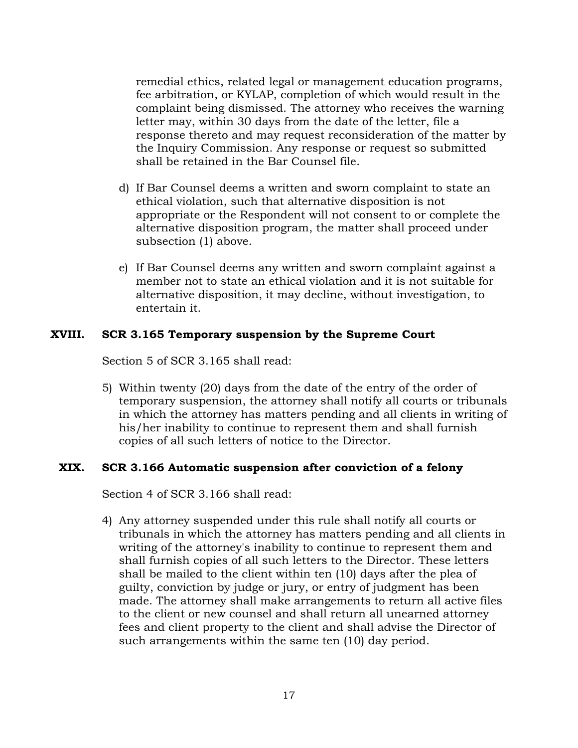remedial ethics, related legal or management education programs, fee arbitration, or KYLAP, completion of which would result in the complaint being dismissed. The attorney who receives the warning letter may, within 30 days from the date of the letter, file a response thereto and may request reconsideration of the matter by the Inquiry Commission. Any response or request so submitted shall be retained in the Bar Counsel file.

d) If Bar Counsel deems a written and sworn complaint to state an ethical violation, such that alternative disposition is not appropriate or the Respondent will not consent to or complete the alternative disposition program, the matter shall proceed under subsection (1) above.

e) If Bar Counsel deems any written and sworn complaint against a member not to state an ethical violation and it is not suitable for alternative disposition, it may decline, without investigation, to entertain it.

## XVIII. SCR 3.165 Temporary suspension by the Supreme Court

Section 5 of SCR 3.165 shall read:

5) Within twenty (20) days from the date of the entry of the order of temporary suspension, the attorney shall notify all courts or tribunals in which the attorney has matters pending and all clients in writing of his/her inability to continue to represent them and shall furnish copies of all such letters of notice to the Director.

## XIX. SCR 3.166 Automatic suspension after conviction of a felony

Section 4 of SCR 3.166 shall read:

4) Any attorney suspended under this rule shall notify all courts or tribunals in which the attorney has matters pending and all clients in writing of the attorney's inability to continue to represent them and shall furnish copies of all such letters to the Director. These letters shall be mailed to the client within ten (10) days after the plea of guilty, conviction by judge or jury, or entry of judgment has been made. The attorney shall make arrangements to return all active files to the client or new counsel and shall return all unearned attorney fees and client property to the client and shall advise the Director of such arrangements within the same ten (10) day period.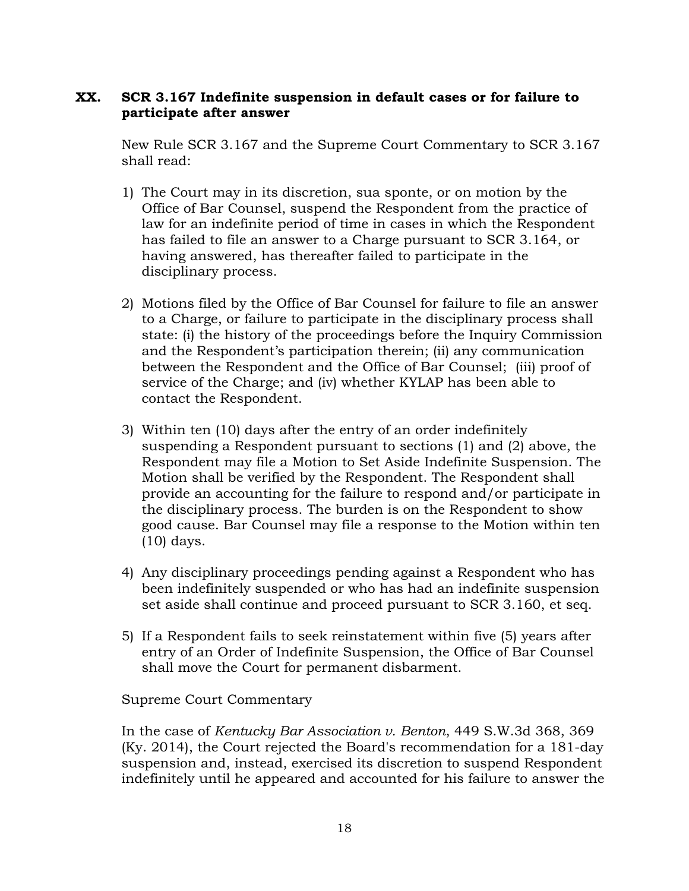## XX. SCR 3.167 Indefinite suspension in default cases or for failure to participate after answer

New Rule SCR 3.167 and the Supreme Court Commentary to SCR 3.167 shall read:

1) The Court may in its discretion, sua sponte, or on motion by the Office of Bar Counsel, suspend the Respondent from the practice of law for an indefinite period of time in cases in which the Respondent has failed to file an answer to a Charge pursuant to SCR 3.164, or having answered, has thereafter failed to participate in the disciplinary process.

2) Motions filed by the Office of Bar Counsel for failure to file an answer to a Charge, or failure to participate in the disciplinary process shall state: (i) the history of the proceedings before the Inquiry Commission and the Respondent's participation therein; (ii) any communication between the Respondent and the Office of Bar Counsel; (iii) proof of service of the Charge; and (iv) whether KYLAP has been able to contact the Respondent.

3) Within ten (10) days after the entry of an order indefinitely suspending a Respondent pursuant to sections (1) and (2) above, the Respondent may file a Motion to Set Aside Indefinite Suspension. The Motion shall be verified by the Respondent. The Respondent shall provide an accounting for the failure to respond and/or participate in the disciplinary process. The burden is on the Respondent to show good cause. Bar Counsel may file a response to the Motion within ten (10) days.

4) Any disciplinary proceedings pending against a Respondent who has been indefinitely suspended or who has had an indefinite suspension set aside shall continue and proceed pursuant to SCR 3.160, et seq.

5) If a Respondent fails to seek reinstatement within five (5) years after entry of an Order of Indefinite Suspension, the Office of Bar Counsel shall move the Court for permanent disbarment.

Supreme Court Commentary

In the case of *Kentucky Bar Association v. Benton*, 449 S.W.3d 368, 369 (Ky. 2014), the Court rejected the Board's recommendation for a 181-day suspension and, instead, exercised its discretion to suspend Respondent indefinitely until he appeared and accounted for his failure to answer the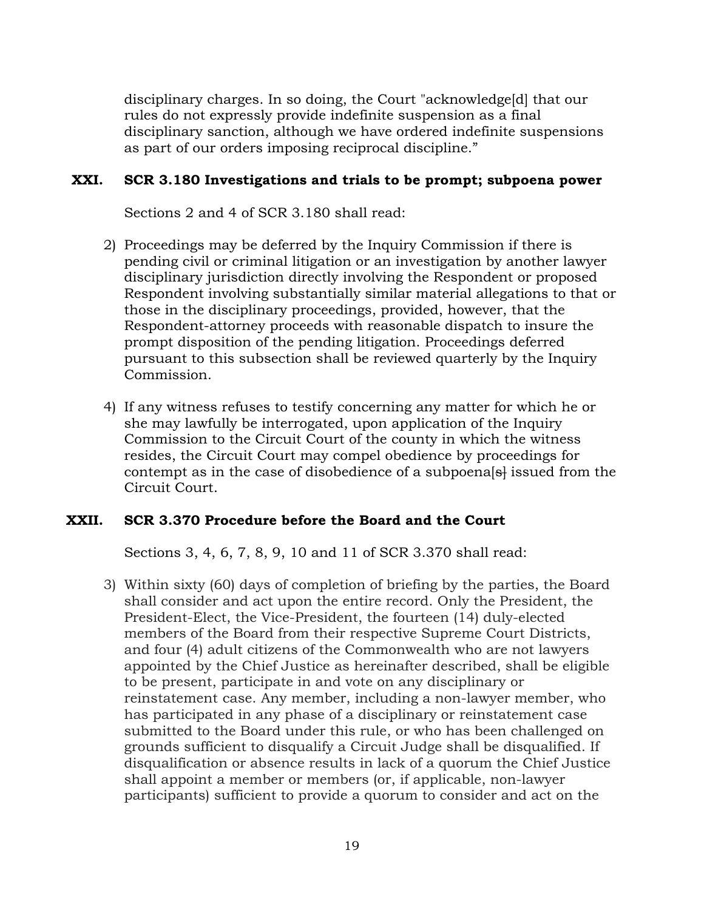disciplinary charges. In so doing, the Court "acknowledge[d] that our rules do not expressly provide indefinite suspension as a final disciplinary sanction, although we have ordered indefinite suspensions as part of our orders imposing reciprocal discipline."

## XXI. SCR 3.180 Investigations and trials to be prompt; subpoena power

Sections 2 and 4 of SCR 3.180 shall read:

2) Proceedings may be deferred by the Inquiry Commission if there is pending civil or criminal litigation or an investigation by another lawyer disciplinary jurisdiction directly involving the Respondent or proposed Respondent involving substantially similar material allegations to that or those in the disciplinary proceedings, provided, however, that the Respondent-attorney proceeds with reasonable dispatch to insure the prompt disposition of the pending litigation. Proceedings deferred pursuant to this subsection shall be reviewed quarterly by the Inquiry Commission.

4) If any witness refuses to testify concerning any matter for which he or she may lawfully be interrogated, upon application of the Inquiry Commission to the Circuit Court of the county in which the witness resides, the Circuit Court may compel obedience by proceedings for contempt as in the case of disobedience of a subpoena~~[s]~~ issued from the Circuit Court.

## XXII. SCR 3.370 Procedure before the Board and the Court

Sections 3, 4, 6, 7, 8, 9, 10 and 11 of SCR 3.370 shall read:

3) Within sixty (60) days of completion of briefing by the parties, the Board shall consider and act upon the entire record. Only the President, the President-Elect, the Vice-President, the fourteen (14) duly-elected members of the Board from their respective Supreme Court Districts, and four (4) adult citizens of the Commonwealth who are not lawyers appointed by the Chief Justice as hereinafter described, shall be eligible to be present, participate in and vote on any disciplinary or reinstatement case. Any member, including a non-lawyer member, who has participated in any phase of a disciplinary or reinstatement case submitted to the Board under this rule, or who has been challenged on grounds sufficient to disqualify a Circuit Judge shall be disqualified. If disqualification or absence results in lack of a quorum the Chief Justice shall appoint a member or members (or, if applicable, non-lawyer participants) sufficient to provide a quorum to consider and act on the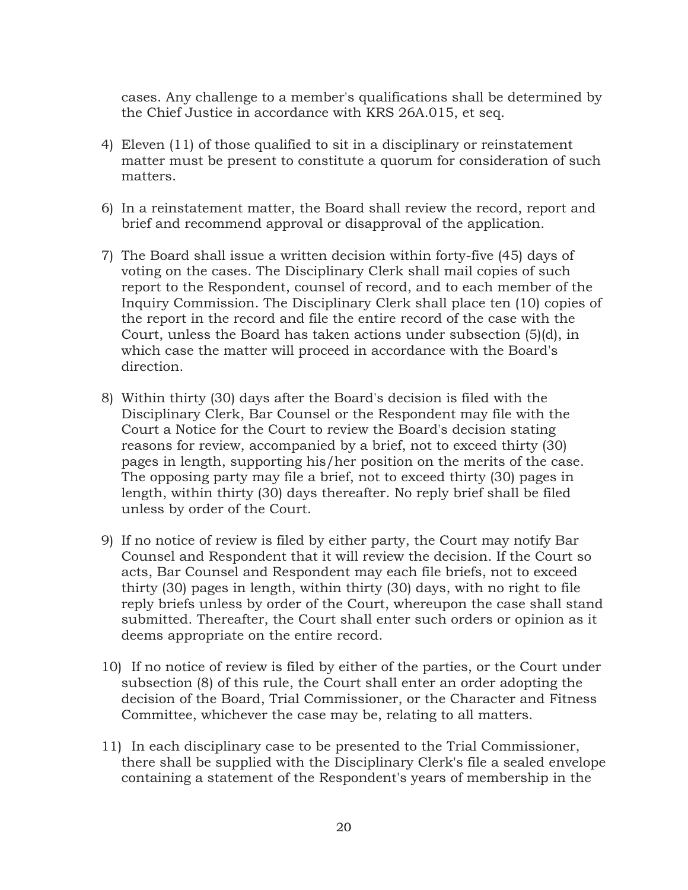cases. Any challenge to a member's qualifications shall be determined by the Chief Justice in accordance with KRS 26A.015, et seq.

4) Eleven (11) of those qualified to sit in a disciplinary or reinstatement matter must be present to constitute a quorum for consideration of such matters.

6) In a reinstatement matter, the Board shall review the record, report and brief and recommend approval or disapproval of the application.

7) The Board shall issue a written decision within forty-five (45) days of voting on the cases. The Disciplinary Clerk shall mail copies of such report to the Respondent, counsel of record, and to each member of the Inquiry Commission. The Disciplinary Clerk shall place ten (10) copies of the report in the record and file the entire record of the case with the Court, unless the Board has taken actions under subsection (5)(d), in which case the matter will proceed in accordance with the Board's direction.

8) Within thirty (30) days after the Board's decision is filed with the Disciplinary Clerk, Bar Counsel or the Respondent may file with the Court a Notice for the Court to review the Board's decision stating reasons for review, accompanied by a brief, not to exceed thirty (30) pages in length, supporting his/her position on the merits of the case. The opposing party may file a brief, not to exceed thirty (30) pages in length, within thirty (30) days thereafter. No reply brief shall be filed unless by order of the Court.

9) If no notice of review is filed by either party, the Court may notify Bar Counsel and Respondent that it will review the decision. If the Court so acts, Bar Counsel and Respondent may each file briefs, not to exceed thirty (30) pages in length, within thirty (30) days, with no right to file reply briefs unless by order of the Court, whereupon the case shall stand submitted. Thereafter, the Court shall enter such orders or opinion as it deems appropriate on the entire record.

10) If no notice of review is filed by either of the parties, or the Court under subsection (8) of this rule, the Court shall enter an order adopting the decision of the Board, Trial Commissioner, or the Character and Fitness Committee, whichever the case may be, relating to all matters.

11) In each disciplinary case to be presented to the Trial Commissioner, there shall be supplied with the Disciplinary Clerk's file a sealed envelope containing a statement of the Respondent's years of membership in the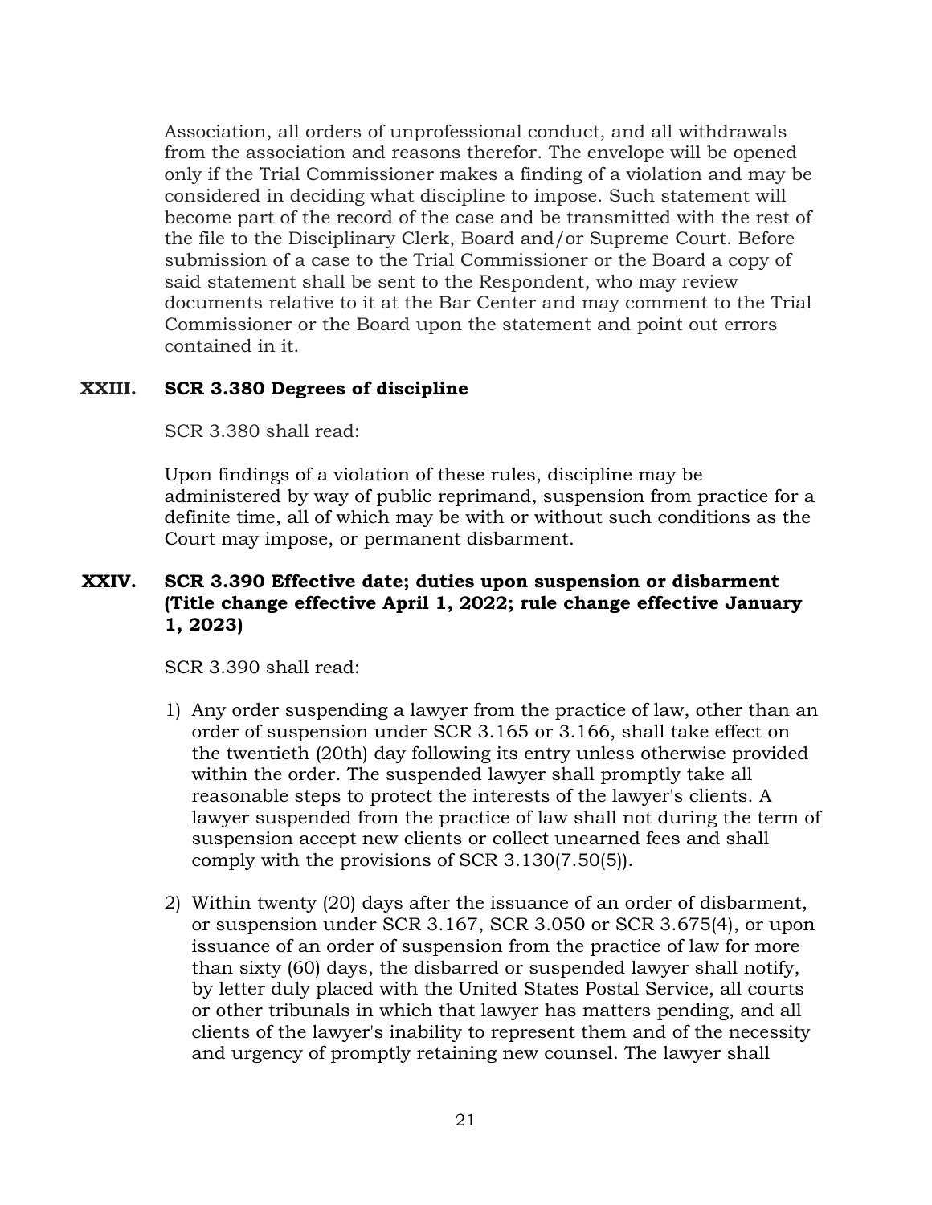Association, all orders of unprofessional conduct, and all withdrawals from the association and reasons therefor. The envelope will be opened only if the Trial Commissioner makes a finding of a violation and may be considered in deciding what discipline to impose. Such statement will become part of the record of the case and be transmitted with the rest of the file to the Disciplinary Clerk, Board and/or Supreme Court. Before submission of a case to the Trial Commissioner or the Board a copy of said statement shall be sent to the Respondent, who may review documents relative to it at the Bar Center and may comment to the Trial Commissioner or the Board upon the statement and point out errors contained in it.

## XXIII. SCR 3.380 Degrees of discipline

SCR 3.380 shall read:

Upon findings of a violation of these rules, discipline may be administered by way of public reprimand, suspension from practice for a definite time, all of which may be with or without such conditions as the Court may impose, or permanent disbarment.

## XXIV. SCR 3.390 Effective date; duties upon suspension or disbarment (Title change effective April 1, 2022; rule change effective January 1, 2023)

SCR 3.390 shall read:

1) Any order suspending a lawyer from the practice of law, other than an order of suspension under SCR 3.165 or 3.166, shall take effect on the twentieth (20th) day following its entry unless otherwise provided within the order. The suspended lawyer shall promptly take all reasonable steps to protect the interests of the lawyer's clients. A lawyer suspended from the practice of law shall not during the term of suspension accept new clients or collect unearned fees and shall comply with the provisions of SCR 3.130(7.50(5)).

2) Within twenty (20) days after the issuance of an order of disbarment, or suspension under SCR 3.167, SCR 3.050 or SCR 3.675(4), or upon issuance of an order of suspension from the practice of law for more than sixty (60) days, the disbarred or suspended lawyer shall notify, by letter duly placed with the United States Postal Service, all courts or other tribunals in which that lawyer has matters pending, and all clients of the lawyer's inability to represent them and of the necessity and urgency of promptly retaining new counsel. The lawyer shall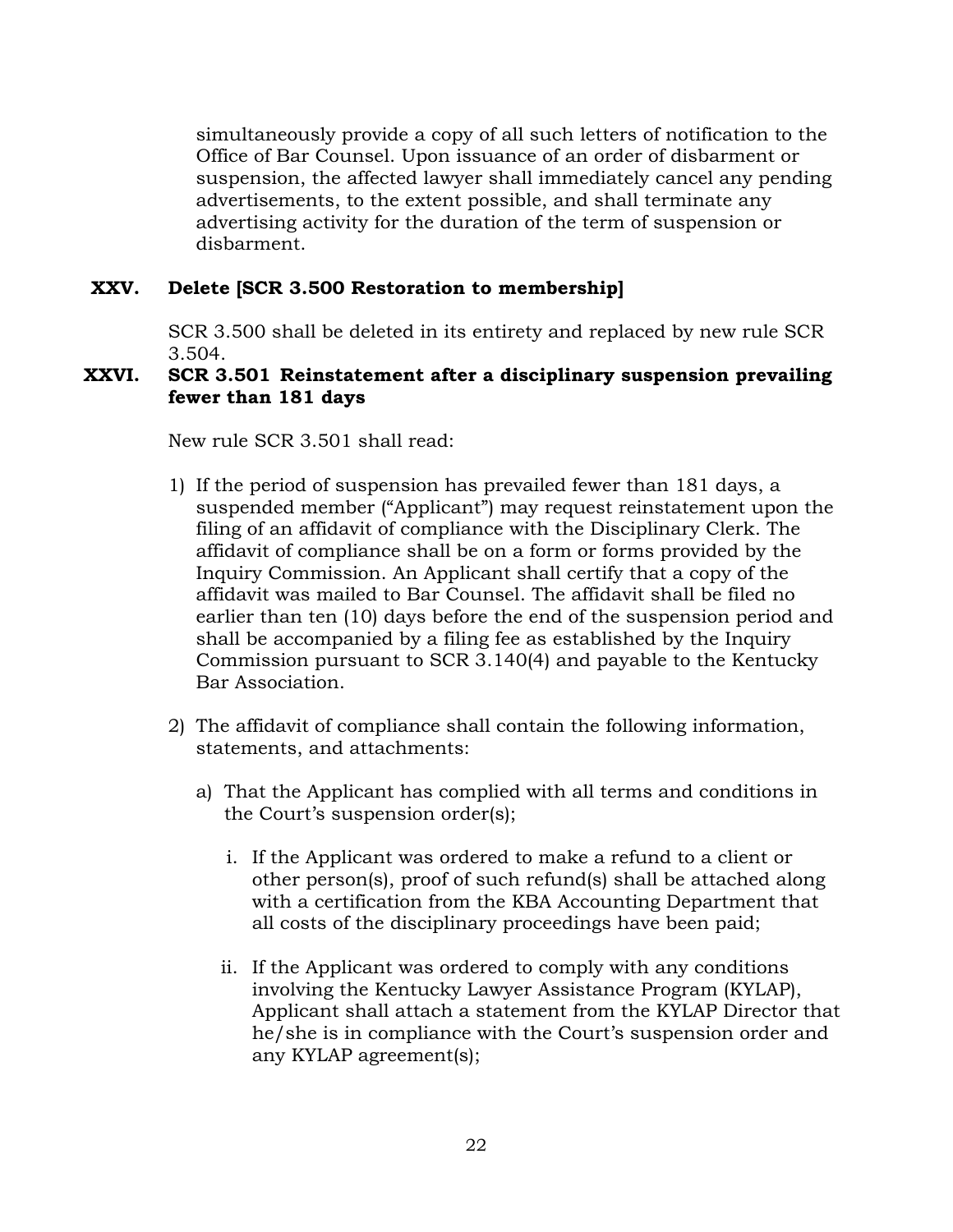simultaneously provide a copy of all such letters of notification to the Office of Bar Counsel. Upon issuance of an order of disbarment or suspension, the affected lawyer shall immediately cancel any pending advertisements, to the extent possible, and shall terminate any advertising activity for the duration of the term of suspension or disbarment.

### XXV. Delete [SCR 3.500 Restoration to membership]

SCR 3.500 shall be deleted in its entirety and replaced by new rule SCR 3.504.

### XXVI. SCR 3.501 Reinstatement after a disciplinary suspension prevailing fewer than 181 days

New rule SCR 3.501 shall read:

1) If the period of suspension has prevailed fewer than 181 days, a suspended member ("Applicant") may request reinstatement upon the filing of an affidavit of compliance with the Disciplinary Clerk. The affidavit of compliance shall be on a form or forms provided by the Inquiry Commission. An Applicant shall certify that a copy of the affidavit was mailed to Bar Counsel. The affidavit shall be filed no earlier than ten (10) days before the end of the suspension period and shall be accompanied by a filing fee as established by the Inquiry Commission pursuant to SCR 3.140(4) and payable to the Kentucky Bar Association.

2) The affidavit of compliance shall contain the following information, statements, and attachments:

   a) That the Applicant has complied with all terms and conditions in the Court's suspension order(s);

      i. If the Applicant was ordered to make a refund to a client or other person(s), proof of such refund(s) shall be attached along with a certification from the KBA Accounting Department that all costs of the disciplinary proceedings have been paid;

      ii. If the Applicant was ordered to comply with any conditions involving the Kentucky Lawyer Assistance Program (KYLAP), Applicant shall attach a statement from the KYLAP Director that he/she is in compliance with the Court's suspension order and any KYLAP agreement(s);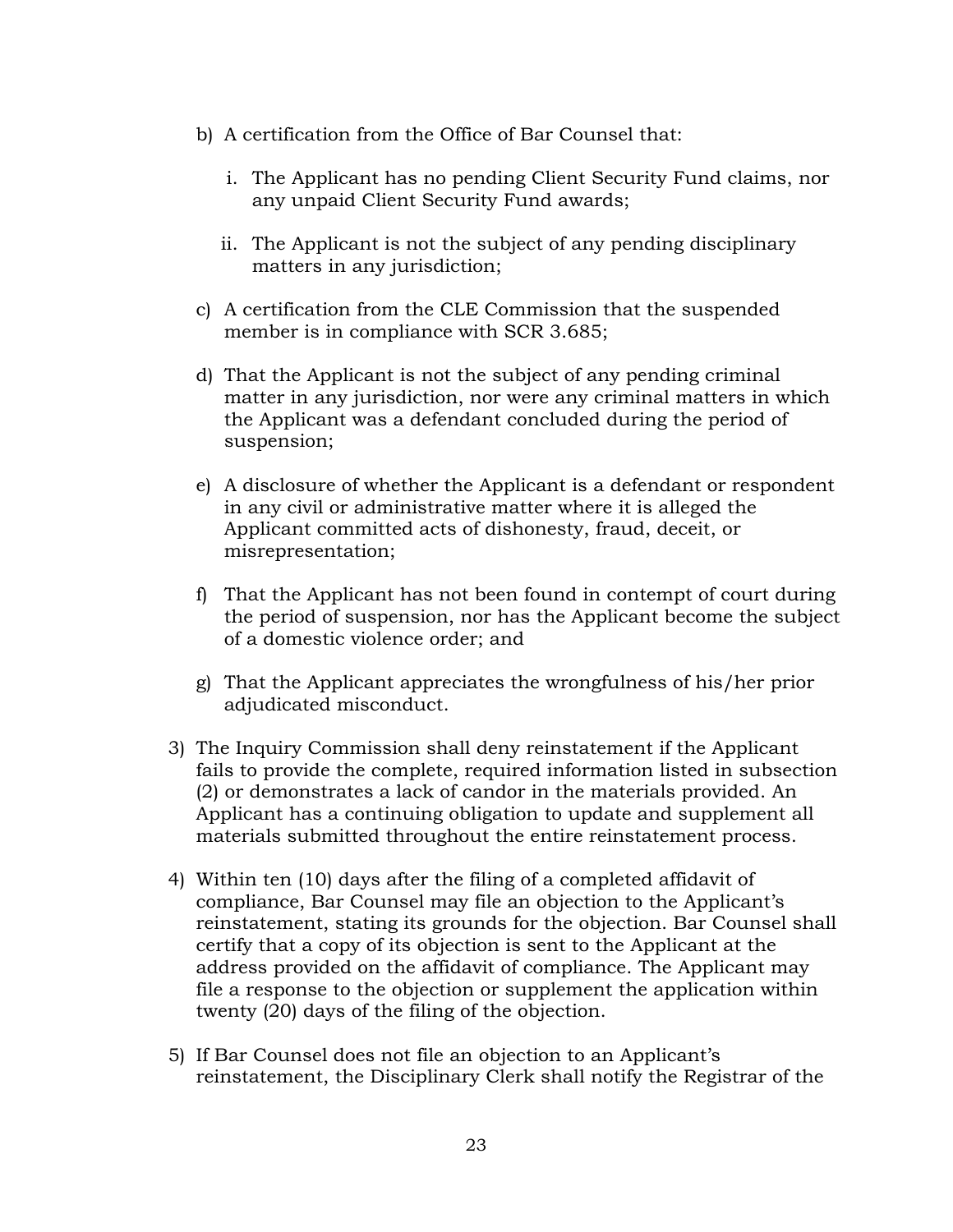b) A certification from the Office of Bar Counsel that:

   i. The Applicant has no pending Client Security Fund claims, nor any unpaid Client Security Fund awards;

   ii. The Applicant is not the subject of any pending disciplinary matters in any jurisdiction;

c) A certification from the CLE Commission that the suspended member is in compliance with SCR 3.685;

d) That the Applicant is not the subject of any pending criminal matter in any jurisdiction, nor were any criminal matters in which the Applicant was a defendant concluded during the period of suspension;

e) A disclosure of whether the Applicant is a defendant or respondent in any civil or administrative matter where it is alleged the Applicant committed acts of dishonesty, fraud, deceit, or misrepresentation;

f) That the Applicant has not been found in contempt of court during the period of suspension, nor has the Applicant become the subject of a domestic violence order; and

g) That the Applicant appreciates the wrongfulness of his/her prior adjudicated misconduct.

3) The Inquiry Commission shall deny reinstatement if the Applicant fails to provide the complete, required information listed in subsection (2) or demonstrates a lack of candor in the materials provided. An Applicant has a continuing obligation to update and supplement all materials submitted throughout the entire reinstatement process.

4) Within ten (10) days after the filing of a completed affidavit of compliance, Bar Counsel may file an objection to the Applicant's reinstatement, stating its grounds for the objection. Bar Counsel shall certify that a copy of its objection is sent to the Applicant at the address provided on the affidavit of compliance. The Applicant may file a response to the objection or supplement the application within twenty (20) days of the filing of the objection.

5) If Bar Counsel does not file an objection to an Applicant's reinstatement, the Disciplinary Clerk shall notify the Registrar of the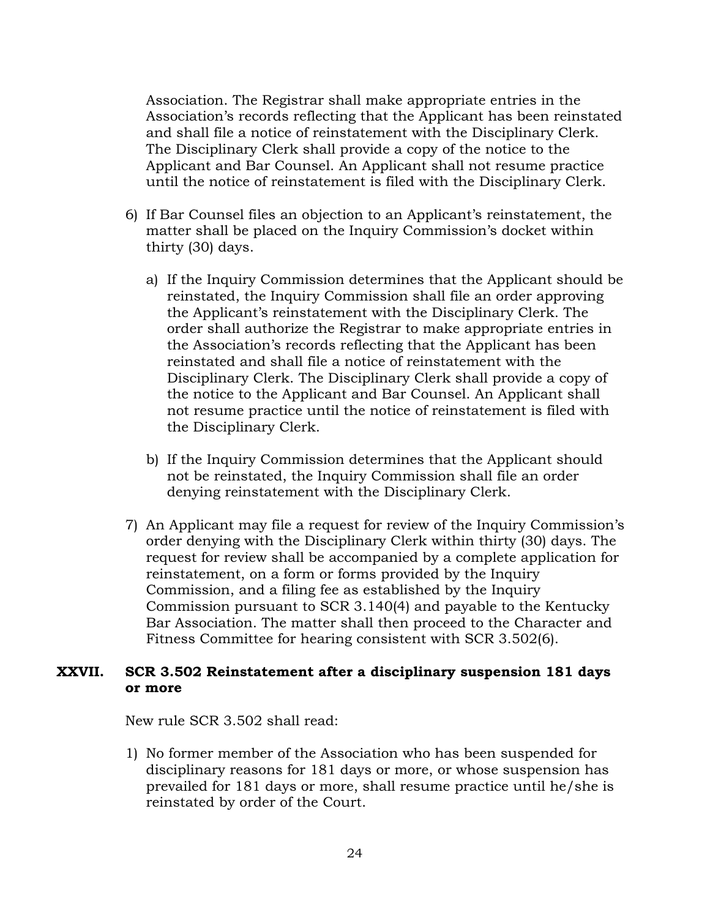Association. The Registrar shall make appropriate entries in the Association's records reflecting that the Applicant has been reinstated and shall file a notice of reinstatement with the Disciplinary Clerk. The Disciplinary Clerk shall provide a copy of the notice to the Applicant and Bar Counsel. An Applicant shall not resume practice until the notice of reinstatement is filed with the Disciplinary Clerk.

6) If Bar Counsel files an objection to an Applicant's reinstatement, the matter shall be placed on the Inquiry Commission's docket within thirty (30) days.

   a) If the Inquiry Commission determines that the Applicant should be reinstated, the Inquiry Commission shall file an order approving the Applicant's reinstatement with the Disciplinary Clerk. The order shall authorize the Registrar to make appropriate entries in the Association's records reflecting that the Applicant has been reinstated and shall file a notice of reinstatement with the Disciplinary Clerk. The Disciplinary Clerk shall provide a copy of the notice to the Applicant and Bar Counsel. An Applicant shall not resume practice until the notice of reinstatement is filed with the Disciplinary Clerk.

   b) If the Inquiry Commission determines that the Applicant should not be reinstated, the Inquiry Commission shall file an order denying reinstatement with the Disciplinary Clerk.

7) An Applicant may file a request for review of the Inquiry Commission's order denying with the Disciplinary Clerk within thirty (30) days. The request for review shall be accompanied by a complete application for reinstatement, on a form or forms provided by the Inquiry Commission, and a filing fee as established by the Inquiry Commission pursuant to SCR 3.140(4) and payable to the Kentucky Bar Association. The matter shall then proceed to the Character and Fitness Committee for hearing consistent with SCR 3.502(6).

## XXVII. SCR 3.502 Reinstatement after a disciplinary suspension 181 days or more

New rule SCR 3.502 shall read:

1) No former member of the Association who has been suspended for disciplinary reasons for 181 days or more, or whose suspension has prevailed for 181 days or more, shall resume practice until he/she is reinstated by order of the Court.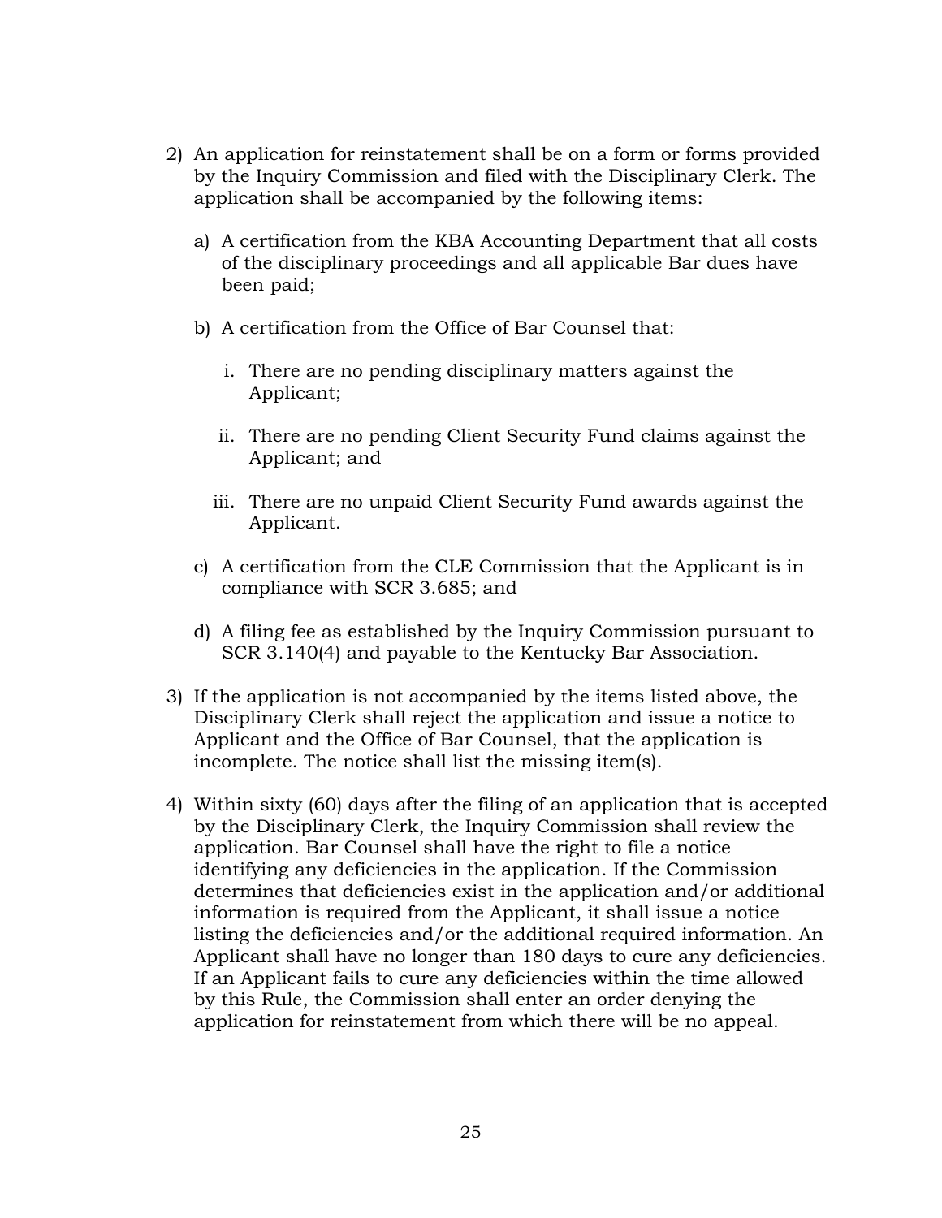2) An application for reinstatement shall be on a form or forms provided by the Inquiry Commission and filed with the Disciplinary Clerk. The application shall be accompanied by the following items:

    a) A certification from the KBA Accounting Department that all costs of the disciplinary proceedings and all applicable Bar dues have been paid;

    b) A certification from the Office of Bar Counsel that:

        i. There are no pending disciplinary matters against the Applicant;

        ii. There are no pending Client Security Fund claims against the Applicant; and

        iii. There are no unpaid Client Security Fund awards against the Applicant.

    c) A certification from the CLE Commission that the Applicant is in compliance with SCR 3.685; and

    d) A filing fee as established by the Inquiry Commission pursuant to SCR 3.140(4) and payable to the Kentucky Bar Association.

3) If the application is not accompanied by the items listed above, the Disciplinary Clerk shall reject the application and issue a notice to Applicant and the Office of Bar Counsel, that the application is incomplete. The notice shall list the missing item(s).

4) Within sixty (60) days after the filing of an application that is accepted by the Disciplinary Clerk, the Inquiry Commission shall review the application. Bar Counsel shall have the right to file a notice identifying any deficiencies in the application. If the Commission determines that deficiencies exist in the application and/or additional information is required from the Applicant, it shall issue a notice listing the deficiencies and/or the additional required information. An Applicant shall have no longer than 180 days to cure any deficiencies. If an Applicant fails to cure any deficiencies within the time allowed by this Rule, the Commission shall enter an order denying the application for reinstatement from which there will be no appeal.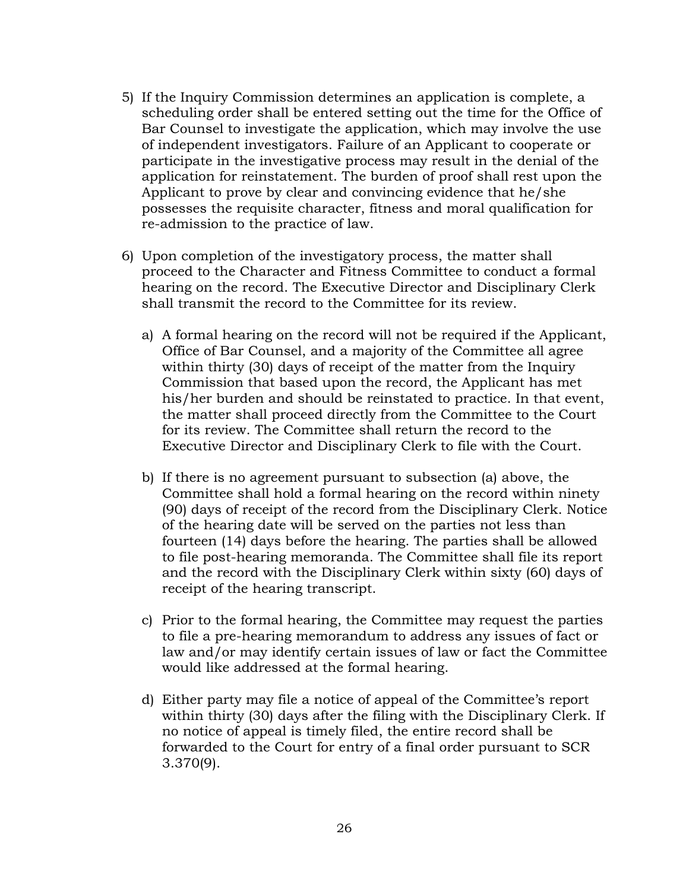5) If the Inquiry Commission determines an application is complete, a scheduling order shall be entered setting out the time for the Office of Bar Counsel to investigate the application, which may involve the use of independent investigators. Failure of an Applicant to cooperate or participate in the investigative process may result in the denial of the application for reinstatement. The burden of proof shall rest upon the Applicant to prove by clear and convincing evidence that he/she possesses the requisite character, fitness and moral qualification for re-admission to the practice of law.

6) Upon completion of the investigatory process, the matter shall proceed to the Character and Fitness Committee to conduct a formal hearing on the record. The Executive Director and Disciplinary Clerk shall transmit the record to the Committee for its review.

   a) A formal hearing on the record will not be required if the Applicant, Office of Bar Counsel, and a majority of the Committee all agree within thirty (30) days of receipt of the matter from the Inquiry Commission that based upon the record, the Applicant has met his/her burden and should be reinstated to practice. In that event, the matter shall proceed directly from the Committee to the Court for its review. The Committee shall return the record to the Executive Director and Disciplinary Clerk to file with the Court.

   b) If there is no agreement pursuant to subsection (a) above, the Committee shall hold a formal hearing on the record within ninety (90) days of receipt of the record from the Disciplinary Clerk. Notice of the hearing date will be served on the parties not less than fourteen (14) days before the hearing. The parties shall be allowed to file post-hearing memoranda. The Committee shall file its report and the record with the Disciplinary Clerk within sixty (60) days of receipt of the hearing transcript.

   c) Prior to the formal hearing, the Committee may request the parties to file a pre-hearing memorandum to address any issues of fact or law and/or may identify certain issues of law or fact the Committee would like addressed at the formal hearing.

   d) Either party may file a notice of appeal of the Committee's report within thirty (30) days after the filing with the Disciplinary Clerk. If no notice of appeal is timely filed, the entire record shall be forwarded to the Court for entry of a final order pursuant to SCR 3.370(9).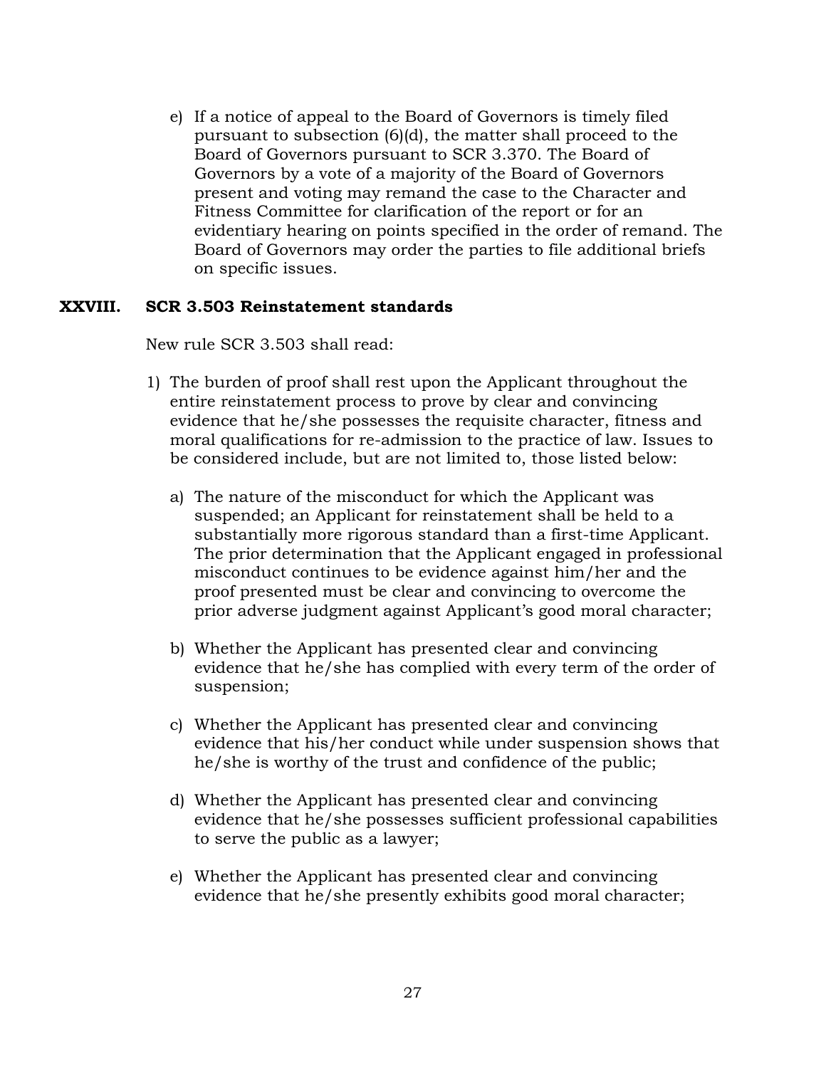e) If a notice of appeal to the Board of Governors is timely filed pursuant to subsection (6)(d), the matter shall proceed to the Board of Governors pursuant to SCR 3.370. The Board of Governors by a vote of a majority of the Board of Governors present and voting may remand the case to the Character and Fitness Committee for clarification of the report or for an evidentiary hearing on points specified in the order of remand. The Board of Governors may order the parties to file additional briefs on specific issues.

## XXVIII. SCR 3.503 Reinstatement standards

New rule SCR 3.503 shall read:

1) The burden of proof shall rest upon the Applicant throughout the entire reinstatement process to prove by clear and convincing evidence that he/she possesses the requisite character, fitness and moral qualifications for re-admission to the practice of law. Issues to be considered include, but are not limited to, those listed below:

   a) The nature of the misconduct for which the Applicant was suspended; an Applicant for reinstatement shall be held to a substantially more rigorous standard than a first-time Applicant. The prior determination that the Applicant engaged in professional misconduct continues to be evidence against him/her and the proof presented must be clear and convincing to overcome the prior adverse judgment against Applicant's good moral character;

   b) Whether the Applicant has presented clear and convincing evidence that he/she has complied with every term of the order of suspension;

   c) Whether the Applicant has presented clear and convincing evidence that his/her conduct while under suspension shows that he/she is worthy of the trust and confidence of the public;

   d) Whether the Applicant has presented clear and convincing evidence that he/she possesses sufficient professional capabilities to serve the public as a lawyer;

   e) Whether the Applicant has presented clear and convincing evidence that he/she presently exhibits good moral character;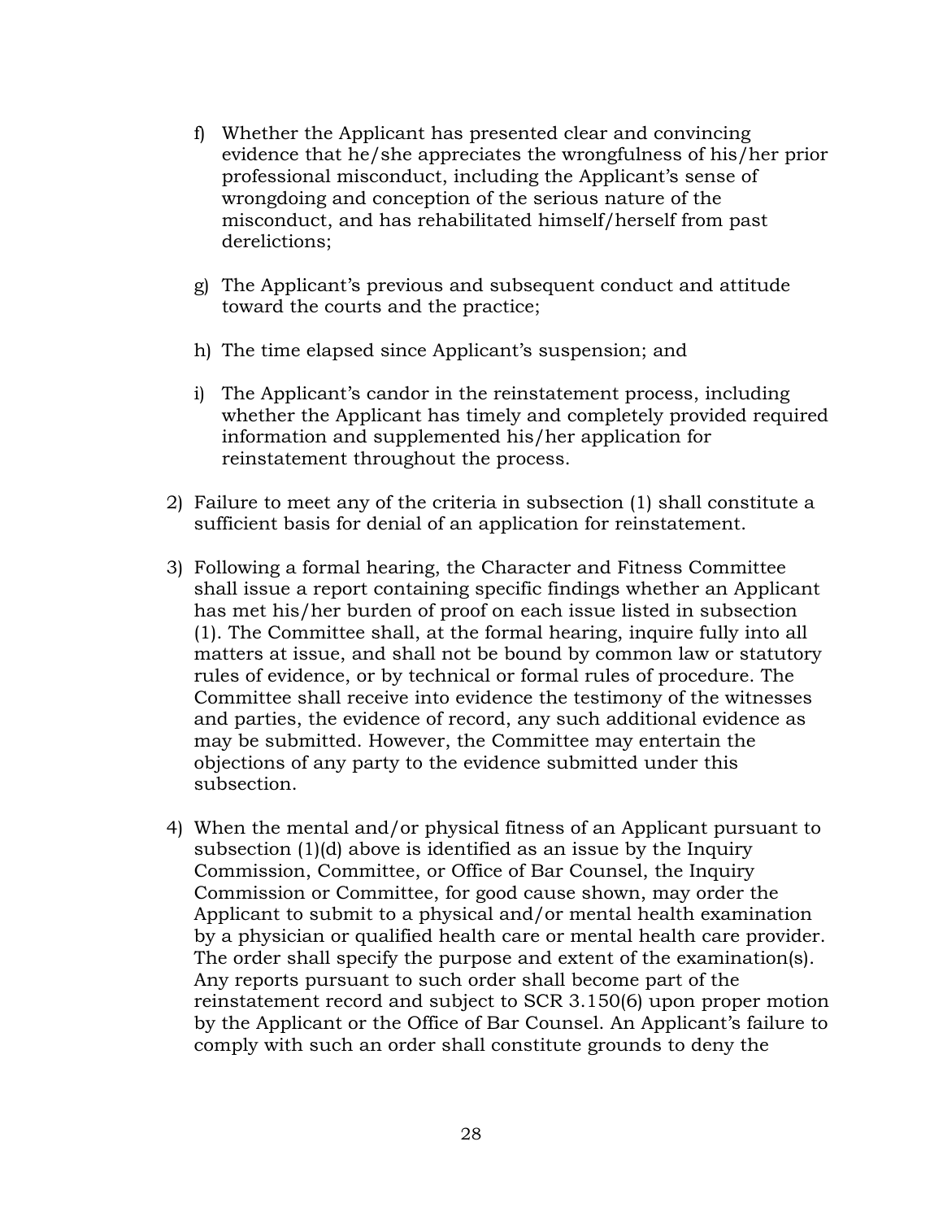f) Whether the Applicant has presented clear and convincing evidence that he/she appreciates the wrongfulness of his/her prior professional misconduct, including the Applicant's sense of wrongdoing and conception of the serious nature of the misconduct, and has rehabilitated himself/herself from past derelictions;

g) The Applicant's previous and subsequent conduct and attitude toward the courts and the practice;

h) The time elapsed since Applicant's suspension; and

i) The Applicant's candor in the reinstatement process, including whether the Applicant has timely and completely provided required information and supplemented his/her application for reinstatement throughout the process.

2) Failure to meet any of the criteria in subsection (1) shall constitute a sufficient basis for denial of an application for reinstatement.

3) Following a formal hearing, the Character and Fitness Committee shall issue a report containing specific findings whether an Applicant has met his/her burden of proof on each issue listed in subsection (1). The Committee shall, at the formal hearing, inquire fully into all matters at issue, and shall not be bound by common law or statutory rules of evidence, or by technical or formal rules of procedure. The Committee shall receive into evidence the testimony of the witnesses and parties, the evidence of record, any such additional evidence as may be submitted. However, the Committee may entertain the objections of any party to the evidence submitted under this subsection.

4) When the mental and/or physical fitness of an Applicant pursuant to subsection (1)(d) above is identified as an issue by the Inquiry Commission, Committee, or Office of Bar Counsel, the Inquiry Commission or Committee, for good cause shown, may order the Applicant to submit to a physical and/or mental health examination by a physician or qualified health care or mental health care provider. The order shall specify the purpose and extent of the examination(s). Any reports pursuant to such order shall become part of the reinstatement record and subject to SCR 3.150(6) upon proper motion by the Applicant or the Office of Bar Counsel. An Applicant's failure to comply with such an order shall constitute grounds to deny the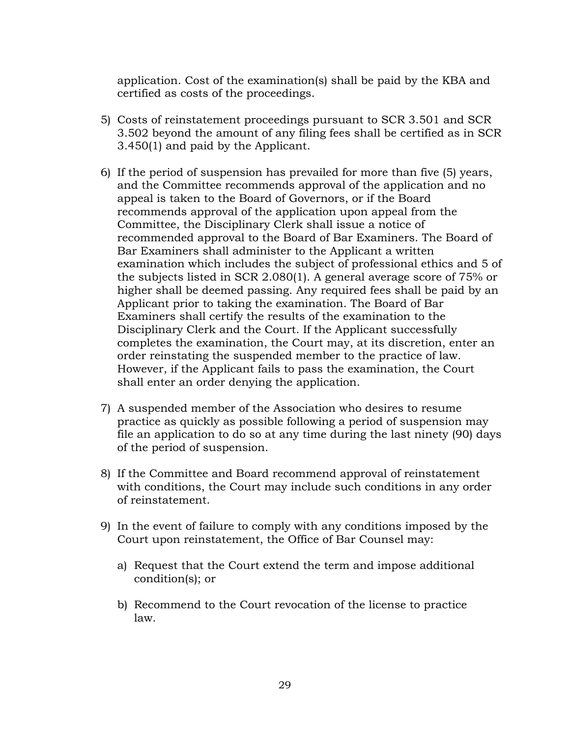application. Cost of the examination(s) shall be paid by the KBA and certified as costs of the proceedings.

5) Costs of reinstatement proceedings pursuant to SCR 3.501 and SCR 3.502 beyond the amount of any filing fees shall be certified as in SCR 3.450(1) and paid by the Applicant.

6) If the period of suspension has prevailed for more than five (5) years, and the Committee recommends approval of the application and no appeal is taken to the Board of Governors, or if the Board recommends approval of the application upon appeal from the Committee, the Disciplinary Clerk shall issue a notice of recommended approval to the Board of Bar Examiners. The Board of Bar Examiners shall administer to the Applicant a written examination which includes the subject of professional ethics and 5 of the subjects listed in SCR 2.080(1). A general average score of 75% or higher shall be deemed passing. Any required fees shall be paid by an Applicant prior to taking the examination. The Board of Bar Examiners shall certify the results of the examination to the Disciplinary Clerk and the Court. If the Applicant successfully completes the examination, the Court may, at its discretion, enter an order reinstating the suspended member to the practice of law. However, if the Applicant fails to pass the examination, the Court shall enter an order denying the application.

7) A suspended member of the Association who desires to resume practice as quickly as possible following a period of suspension may file an application to do so at any time during the last ninety (90) days of the period of suspension.

8) If the Committee and Board recommend approval of reinstatement with conditions, the Court may include such conditions in any order of reinstatement.

9) In the event of failure to comply with any conditions imposed by the Court upon reinstatement, the Office of Bar Counsel may:

   a) Request that the Court extend the term and impose additional condition(s); or

   b) Recommend to the Court revocation of the license to practice law.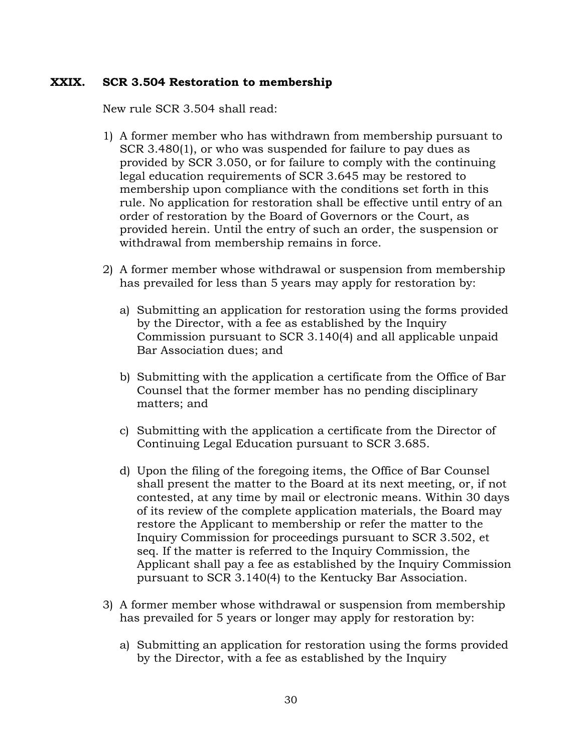## XXIX. SCR 3.504 Restoration to membership

New rule SCR 3.504 shall read:

1) A former member who has withdrawn from membership pursuant to SCR 3.480(1), or who was suspended for failure to pay dues as provided by SCR 3.050, or for failure to comply with the continuing legal education requirements of SCR 3.645 may be restored to membership upon compliance with the conditions set forth in this rule. No application for restoration shall be effective until entry of an order of restoration by the Board of Governors or the Court, as provided herein. Until the entry of such an order, the suspension or withdrawal from membership remains in force.

2) A former member whose withdrawal or suspension from membership has prevailed for less than 5 years may apply for restoration by:

   a) Submitting an application for restoration using the forms provided by the Director, with a fee as established by the Inquiry Commission pursuant to SCR 3.140(4) and all applicable unpaid Bar Association dues; and

   b) Submitting with the application a certificate from the Office of Bar Counsel that the former member has no pending disciplinary matters; and

   c) Submitting with the application a certificate from the Director of Continuing Legal Education pursuant to SCR 3.685.

   d) Upon the filing of the foregoing items, the Office of Bar Counsel shall present the matter to the Board at its next meeting, or, if not contested, at any time by mail or electronic means. Within 30 days of its review of the complete application materials, the Board may restore the Applicant to membership or refer the matter to the Inquiry Commission for proceedings pursuant to SCR 3.502, et seq. If the matter is referred to the Inquiry Commission, the Applicant shall pay a fee as established by the Inquiry Commission pursuant to SCR 3.140(4) to the Kentucky Bar Association.

3) A former member whose withdrawal or suspension from membership has prevailed for 5 years or longer may apply for restoration by:

   a) Submitting an application for restoration using the forms provided by the Director, with a fee as established by the Inquiry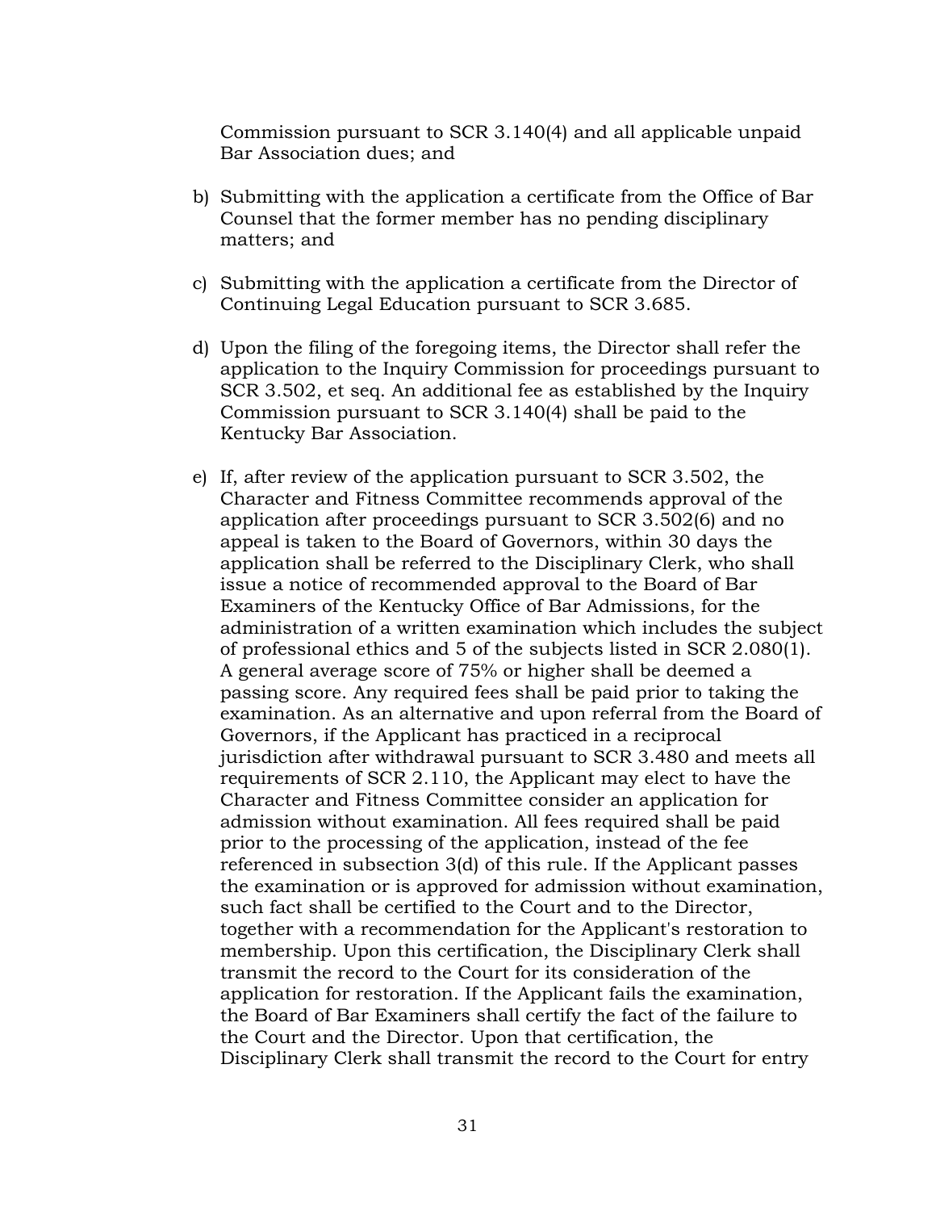Commission pursuant to SCR 3.140(4) and all applicable unpaid Bar Association dues; and

b) Submitting with the application a certificate from the Office of Bar Counsel that the former member has no pending disciplinary matters; and

c) Submitting with the application a certificate from the Director of Continuing Legal Education pursuant to SCR 3.685.

d) Upon the filing of the foregoing items, the Director shall refer the application to the Inquiry Commission for proceedings pursuant to SCR 3.502, et seq. An additional fee as established by the Inquiry Commission pursuant to SCR 3.140(4) shall be paid to the Kentucky Bar Association.

e) If, after review of the application pursuant to SCR 3.502, the Character and Fitness Committee recommends approval of the application after proceedings pursuant to SCR 3.502(6) and no appeal is taken to the Board of Governors, within 30 days the application shall be referred to the Disciplinary Clerk, who shall issue a notice of recommended approval to the Board of Bar Examiners of the Kentucky Office of Bar Admissions, for the administration of a written examination which includes the subject of professional ethics and 5 of the subjects listed in SCR 2.080(1). A general average score of 75% or higher shall be deemed a passing score. Any required fees shall be paid prior to taking the examination. As an alternative and upon referral from the Board of Governors, if the Applicant has practiced in a reciprocal jurisdiction after withdrawal pursuant to SCR 3.480 and meets all requirements of SCR 2.110, the Applicant may elect to have the Character and Fitness Committee consider an application for admission without examination. All fees required shall be paid prior to the processing of the application, instead of the fee referenced in subsection 3(d) of this rule. If the Applicant passes the examination or is approved for admission without examination, such fact shall be certified to the Court and to the Director, together with a recommendation for the Applicant's restoration to membership. Upon this certification, the Disciplinary Clerk shall transmit the record to the Court for its consideration of the application for restoration. If the Applicant fails the examination, the Board of Bar Examiners shall certify the fact of the failure to the Court and the Director. Upon that certification, the Disciplinary Clerk shall transmit the record to the Court for entry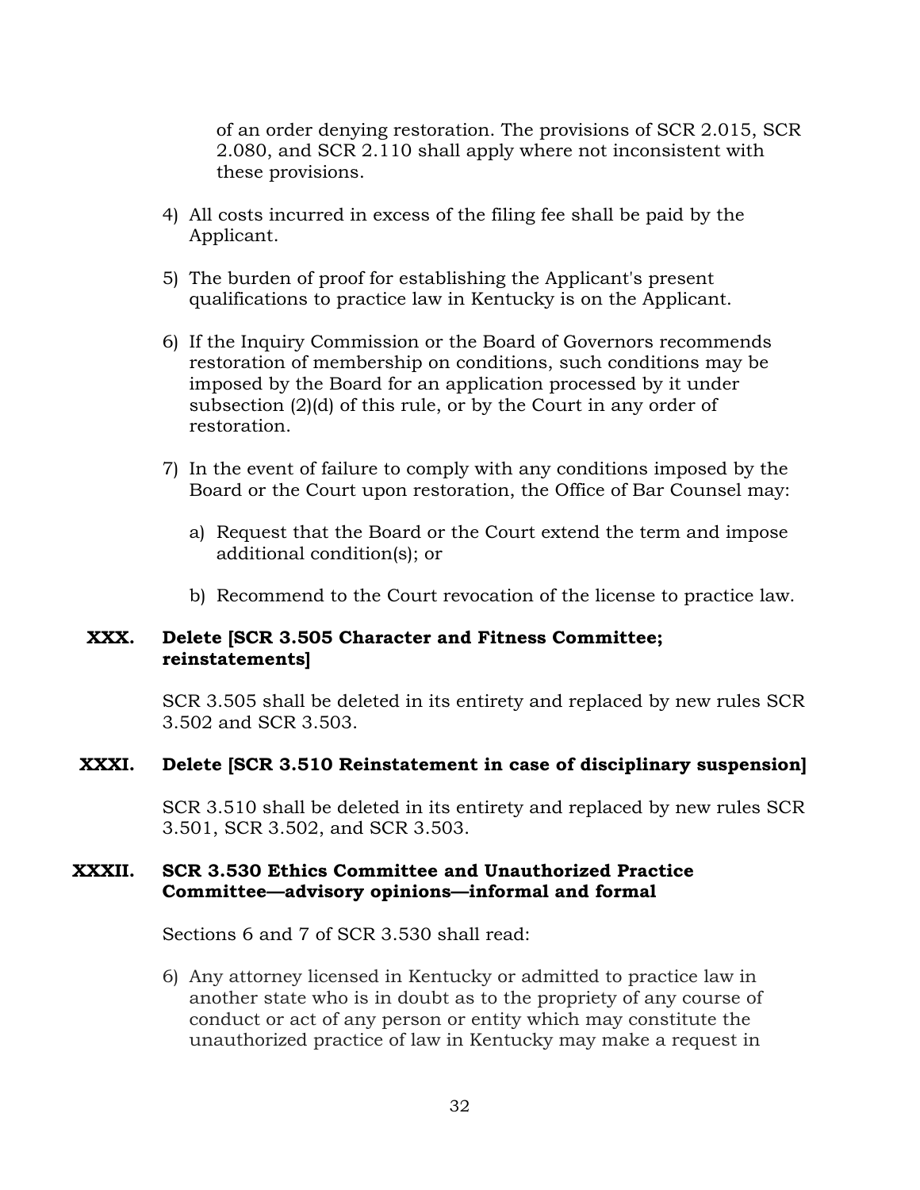of an order denying restoration. The provisions of SCR 2.015, SCR 2.080, and SCR 2.110 shall apply where not inconsistent with these provisions.

4) All costs incurred in excess of the filing fee shall be paid by the Applicant.

5) The burden of proof for establishing the Applicant's present qualifications to practice law in Kentucky is on the Applicant.

6) If the Inquiry Commission or the Board of Governors recommends restoration of membership on conditions, such conditions may be imposed by the Board for an application processed by it under subsection (2)(d) of this rule, or by the Court in any order of restoration.

7) In the event of failure to comply with any conditions imposed by the Board or the Court upon restoration, the Office of Bar Counsel may:

   a) Request that the Board or the Court extend the term and impose additional condition(s); or

   b) Recommend to the Court revocation of the license to practice law.

**XXX. Delete [SCR 3.505 Character and Fitness Committee; reinstatements]**

SCR 3.505 shall be deleted in its entirety and replaced by new rules SCR 3.502 and SCR 3.503.

**XXXI. Delete [SCR 3.510 Reinstatement in case of disciplinary suspension]**

SCR 3.510 shall be deleted in its entirety and replaced by new rules SCR 3.501, SCR 3.502, and SCR 3.503.

**XXXII. SCR 3.530 Ethics Committee and Unauthorized Practice Committee—advisory opinions—informal and formal**

Sections 6 and 7 of SCR 3.530 shall read:

6) Any attorney licensed in Kentucky or admitted to practice law in another state who is in doubt as to the propriety of any course of conduct or act of any person or entity which may constitute the unauthorized practice of law in Kentucky may make a request in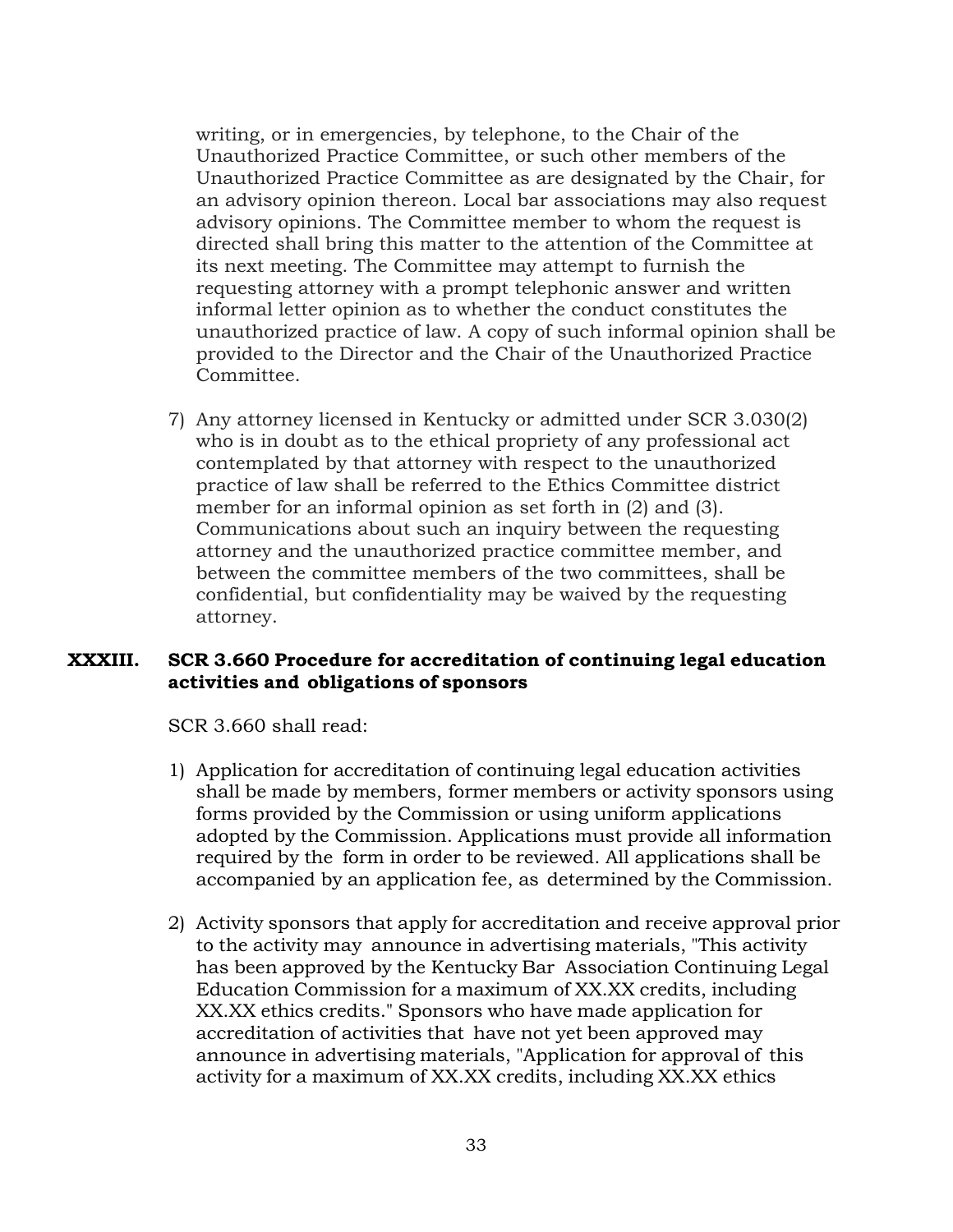writing, or in emergencies, by telephone, to the Chair of the Unauthorized Practice Committee, or such other members of the Unauthorized Practice Committee as are designated by the Chair, for an advisory opinion thereon. Local bar associations may also request advisory opinions. The Committee member to whom the request is directed shall bring this matter to the attention of the Committee at its next meeting. The Committee may attempt to furnish the requesting attorney with a prompt telephonic answer and written informal letter opinion as to whether the conduct constitutes the unauthorized practice of law. A copy of such informal opinion shall be provided to the Director and the Chair of the Unauthorized Practice Committee.

7) Any attorney licensed in Kentucky or admitted under SCR 3.030(2) who is in doubt as to the ethical propriety of any professional act contemplated by that attorney with respect to the unauthorized practice of law shall be referred to the Ethics Committee district member for an informal opinion as set forth in (2) and (3). Communications about such an inquiry between the requesting attorney and the unauthorized practice committee member, and between the committee members of the two committees, shall be confidential, but confidentiality may be waived by the requesting attorney.

## XXXIII. SCR 3.660 Procedure for accreditation of continuing legal education activities and obligations of sponsors

SCR 3.660 shall read:

1) Application for accreditation of continuing legal education activities shall be made by members, former members or activity sponsors using forms provided by the Commission or using uniform applications adopted by the Commission. Applications must provide all information required by the form in order to be reviewed. All applications shall be accompanied by an application fee, as determined by the Commission.

2) Activity sponsors that apply for accreditation and receive approval prior to the activity may announce in advertising materials, "This activity has been approved by the Kentucky Bar Association Continuing Legal Education Commission for a maximum of XX.XX credits, including XX.XX ethics credits." Sponsors who have made application for accreditation of activities that have not yet been approved may announce in advertising materials, "Application for approval of this activity for a maximum of XX.XX credits, including XX.XX ethics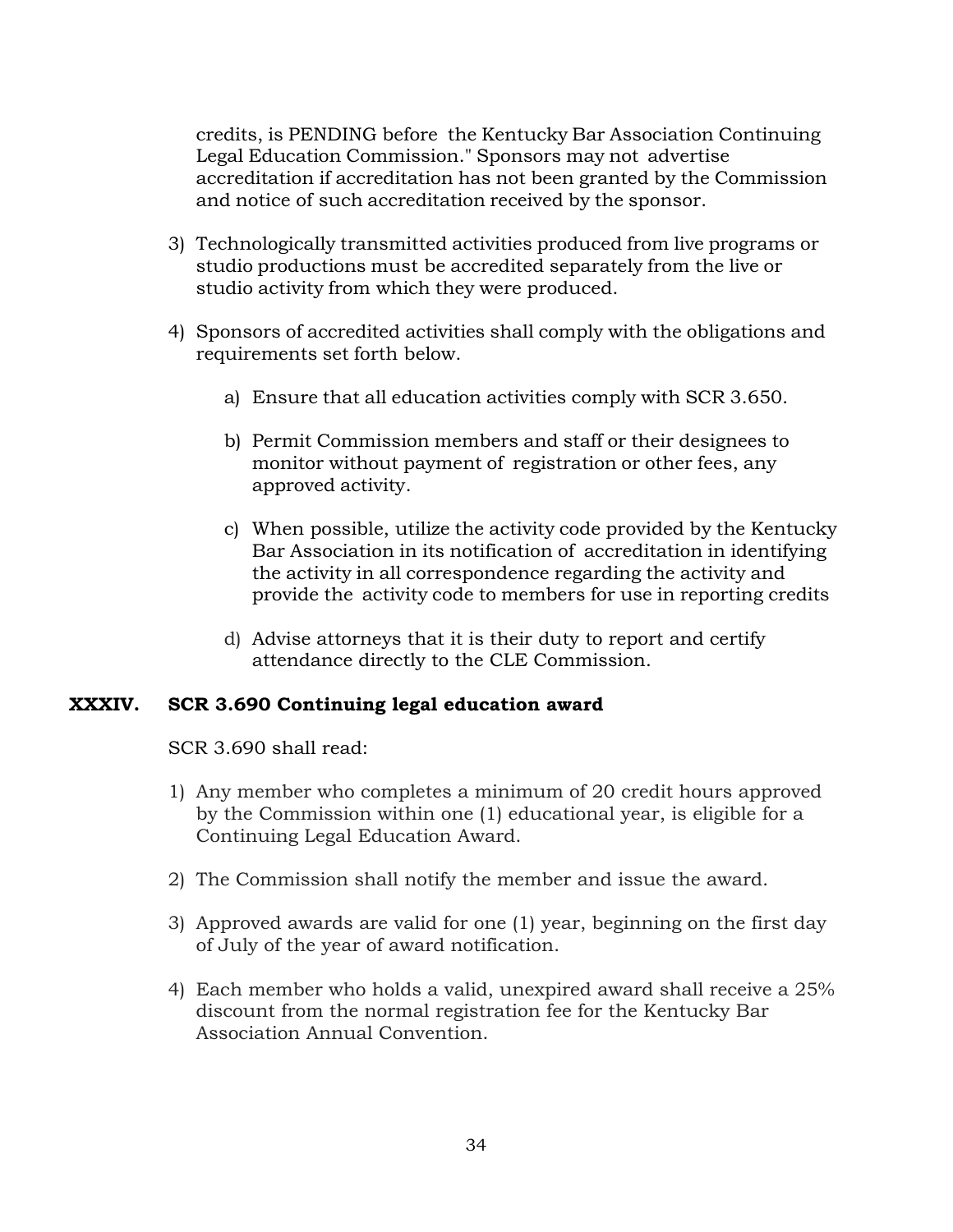credits, is PENDING before the Kentucky Bar Association Continuing Legal Education Commission." Sponsors may not advertise accreditation if accreditation has not been granted by the Commission and notice of such accreditation received by the sponsor.

3) Technologically transmitted activities produced from live programs or studio productions must be accredited separately from the live or studio activity from which they were produced.

4) Sponsors of accredited activities shall comply with the obligations and requirements set forth below.

   a) Ensure that all education activities comply with SCR 3.650.

   b) Permit Commission members and staff or their designees to monitor without payment of registration or other fees, any approved activity.

   c) When possible, utilize the activity code provided by the Kentucky Bar Association in its notification of accreditation in identifying the activity in all correspondence regarding the activity and provide the activity code to members for use in reporting credits

   d) Advise attorneys that it is their duty to report and certify attendance directly to the CLE Commission.

## XXXIV. SCR 3.690 Continuing legal education award

SCR 3.690 shall read:

1) Any member who completes a minimum of 20 credit hours approved by the Commission within one (1) educational year, is eligible for a Continuing Legal Education Award.

2) The Commission shall notify the member and issue the award.

3) Approved awards are valid for one (1) year, beginning on the first day of July of the year of award notification.

4) Each member who holds a valid, unexpired award shall receive a 25% discount from the normal registration fee for the Kentucky Bar Association Annual Convention.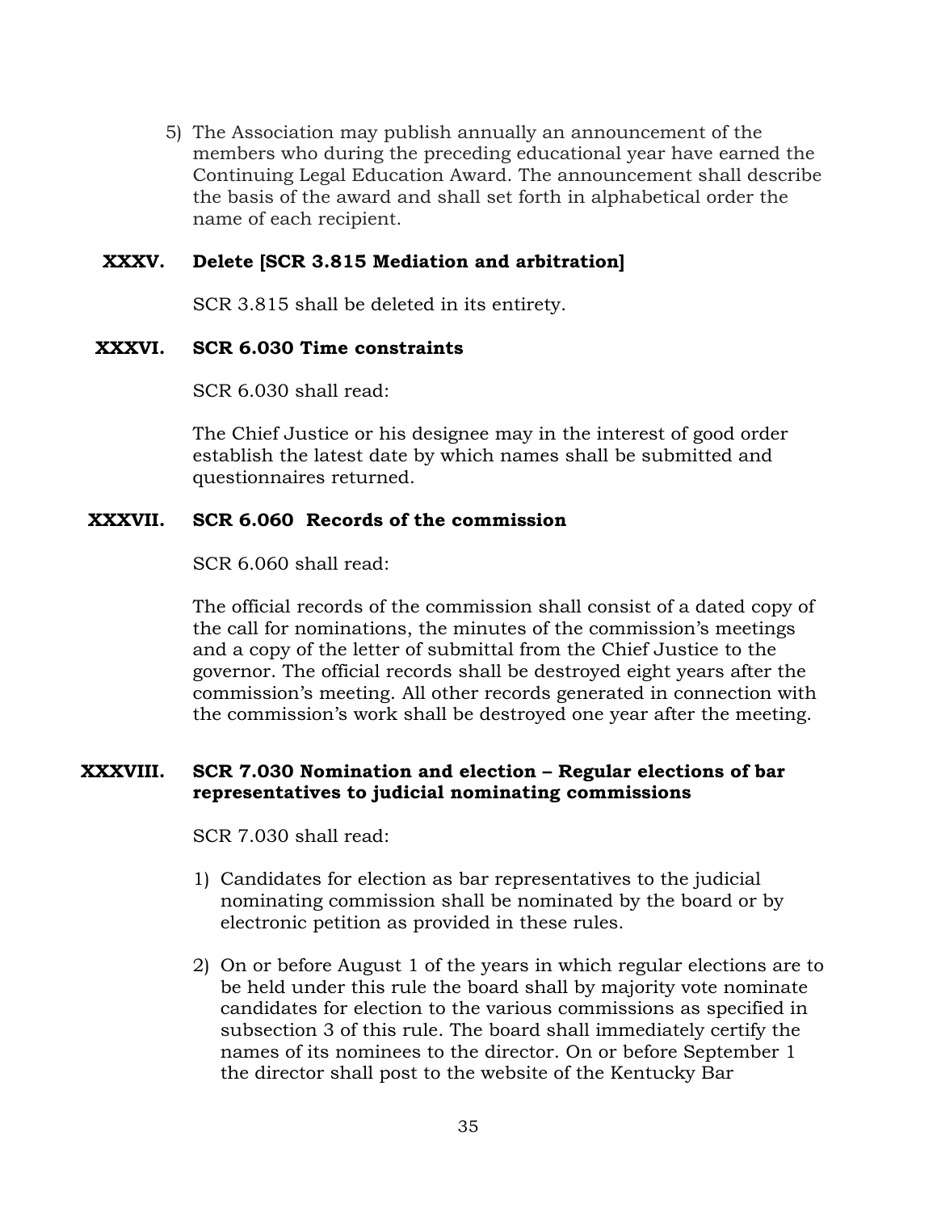5) The Association may publish annually an announcement of the members who during the preceding educational year have earned the Continuing Legal Education Award. The announcement shall describe the basis of the award and shall set forth in alphabetical order the name of each recipient.

**XXXV. Delete [SCR 3.815 Mediation and arbitration]**

SCR 3.815 shall be deleted in its entirety.

**XXXVI. SCR 6.030 Time constraints**

SCR 6.030 shall read:

The Chief Justice or his designee may in the interest of good order establish the latest date by which names shall be submitted and questionnaires returned.

**XXXVII. SCR 6.060 Records of the commission**

SCR 6.060 shall read:

The official records of the commission shall consist of a dated copy of the call for nominations, the minutes of the commission's meetings and a copy of the letter of submittal from the Chief Justice to the governor. The official records shall be destroyed eight years after the commission's meeting. All other records generated in connection with the commission's work shall be destroyed one year after the meeting.

**XXXVIII. SCR 7.030 Nomination and election – Regular elections of bar representatives to judicial nominating commissions**

SCR 7.030 shall read:

1) Candidates for election as bar representatives to the judicial nominating commission shall be nominated by the board or by electronic petition as provided in these rules.

2) On or before August 1 of the years in which regular elections are to be held under this rule the board shall by majority vote nominate candidates for election to the various commissions as specified in subsection 3 of this rule. The board shall immediately certify the names of its nominees to the director. On or before September 1 the director shall post to the website of the Kentucky Bar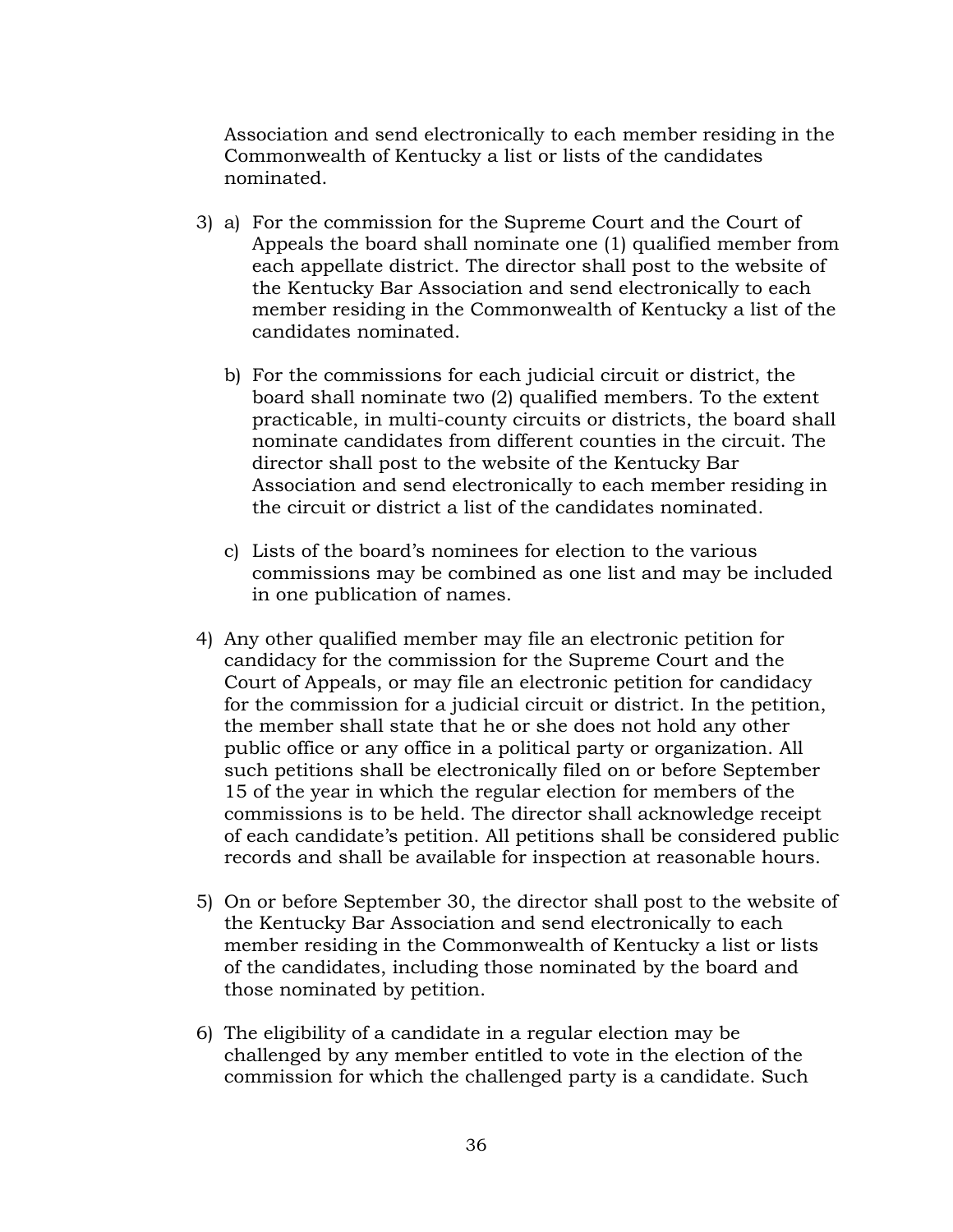Association and send electronically to each member residing in the Commonwealth of Kentucky a list or lists of the candidates nominated.

3) a) For the commission for the Supreme Court and the Court of Appeals the board shall nominate one (1) qualified member from each appellate district. The director shall post to the website of the Kentucky Bar Association and send electronically to each member residing in the Commonwealth of Kentucky a list of the candidates nominated.

   b) For the commissions for each judicial circuit or district, the board shall nominate two (2) qualified members. To the extent practicable, in multi-county circuits or districts, the board shall nominate candidates from different counties in the circuit. The director shall post to the website of the Kentucky Bar Association and send electronically to each member residing in the circuit or district a list of the candidates nominated.

   c) Lists of the board's nominees for election to the various commissions may be combined as one list and may be included in one publication of names.

4) Any other qualified member may file an electronic petition for candidacy for the commission for the Supreme Court and the Court of Appeals, or may file an electronic petition for candidacy for the commission for a judicial circuit or district. In the petition, the member shall state that he or she does not hold any other public office or any office in a political party or organization. All such petitions shall be electronically filed on or before September 15 of the year in which the regular election for members of the commissions is to be held. The director shall acknowledge receipt of each candidate's petition. All petitions shall be considered public records and shall be available for inspection at reasonable hours.

5) On or before September 30, the director shall post to the website of the Kentucky Bar Association and send electronically to each member residing in the Commonwealth of Kentucky a list or lists of the candidates, including those nominated by the board and those nominated by petition.

6) The eligibility of a candidate in a regular election may be challenged by any member entitled to vote in the election of the commission for which the challenged party is a candidate. Such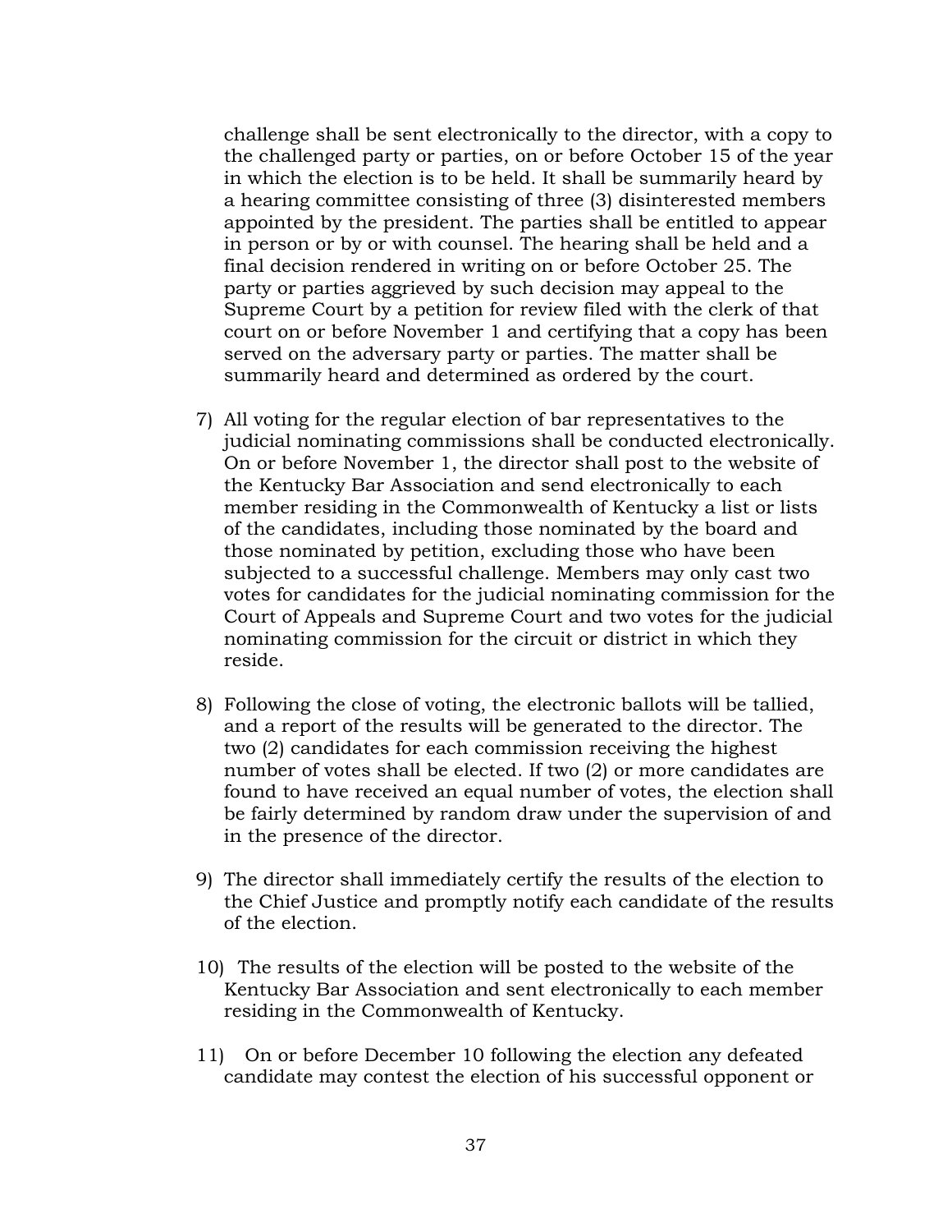challenge shall be sent electronically to the director, with a copy to the challenged party or parties, on or before October 15 of the year in which the election is to be held. It shall be summarily heard by a hearing committee consisting of three (3) disinterested members appointed by the president. The parties shall be entitled to appear in person or by or with counsel. The hearing shall be held and a final decision rendered in writing on or before October 25. The party or parties aggrieved by such decision may appeal to the Supreme Court by a petition for review filed with the clerk of that court on or before November 1 and certifying that a copy has been served on the adversary party or parties. The matter shall be summarily heard and determined as ordered by the court.

7) All voting for the regular election of bar representatives to the judicial nominating commissions shall be conducted electronically. On or before November 1, the director shall post to the website of the Kentucky Bar Association and send electronically to each member residing in the Commonwealth of Kentucky a list or lists of the candidates, including those nominated by the board and those nominated by petition, excluding those who have been subjected to a successful challenge. Members may only cast two votes for candidates for the judicial nominating commission for the Court of Appeals and Supreme Court and two votes for the judicial nominating commission for the circuit or district in which they reside.

8) Following the close of voting, the electronic ballots will be tallied, and a report of the results will be generated to the director. The two (2) candidates for each commission receiving the highest number of votes shall be elected. If two (2) or more candidates are found to have received an equal number of votes, the election shall be fairly determined by random draw under the supervision of and in the presence of the director.

9) The director shall immediately certify the results of the election to the Chief Justice and promptly notify each candidate of the results of the election.

10) The results of the election will be posted to the website of the Kentucky Bar Association and sent electronically to each member residing in the Commonwealth of Kentucky.

11) On or before December 10 following the election any defeated candidate may contest the election of his successful opponent or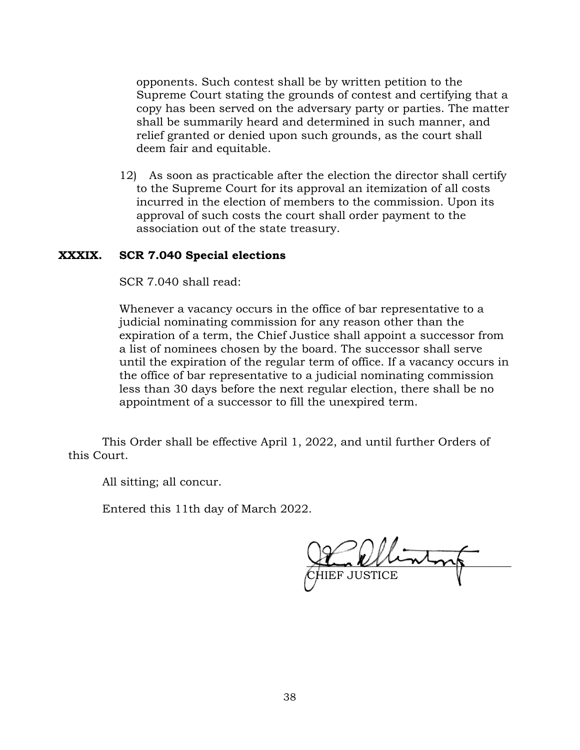opponents. Such contest shall be by written petition to the Supreme Court stating the grounds of contest and certifying that a copy has been served on the adversary party or parties. The matter shall be summarily heard and determined in such manner, and relief granted or denied upon such grounds, as the court shall deem fair and equitable.

12) As soon as practicable after the election the director shall certify to the Supreme Court for its approval an itemization of all costs incurred in the election of members to the commission. Upon its approval of such costs the court shall order payment to the association out of the state treasury.

## XXXIX. SCR 7.040 Special elections

SCR 7.040 shall read:

Whenever a vacancy occurs in the office of bar representative to a judicial nominating commission for any reason other than the expiration of a term, the Chief Justice shall appoint a successor from a list of nominees chosen by the board. The successor shall serve until the expiration of the regular term of office. If a vacancy occurs in the office of bar representative to a judicial nominating commission less than 30 days before the next regular election, there shall be no appointment of a successor to fill the unexpired term.

This Order shall be effective April 1, 2022, and until further Orders of this Court.

All sitting; all concur.

Entered this 11th day of March 2022.

CHIEF JUSTICE